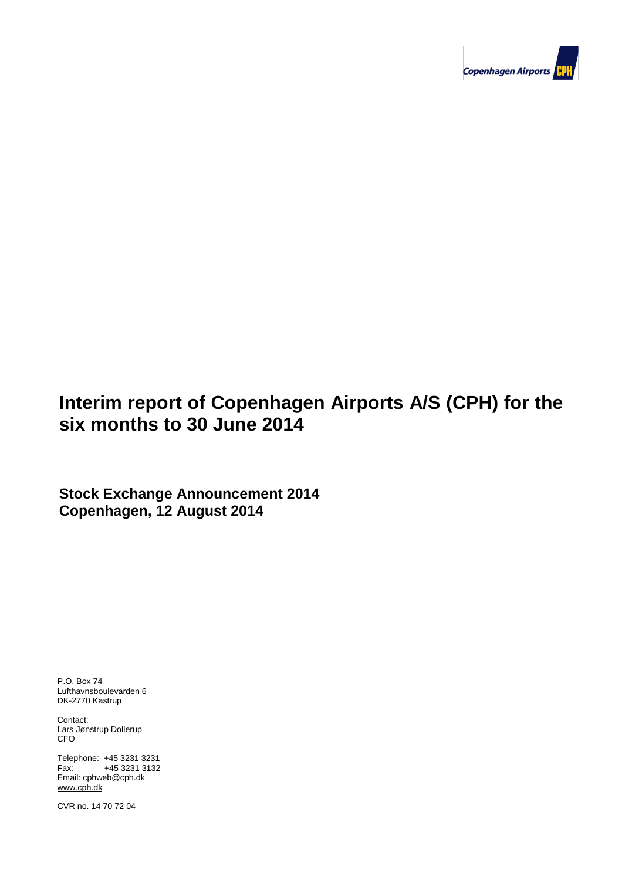Copenhagen Airports CPH

# Interim report of Copenhagen Airports A/S (CPH) for the six months to 30 June 2014

## Stock Exchange Announcement 2014
## Copenhagen, 12 August 2014

P.O. Box 74
Lufthavnsboulevarden 6
DK-2770 Kastrup

Contact:
Lars Jønstrup Dollerup
CFO

Telephone: +45 3231 3231
Fax: +45 3231 3132
Email: cphweb@cph.dk
www.cph.dk

CVR no. 14 70 72 04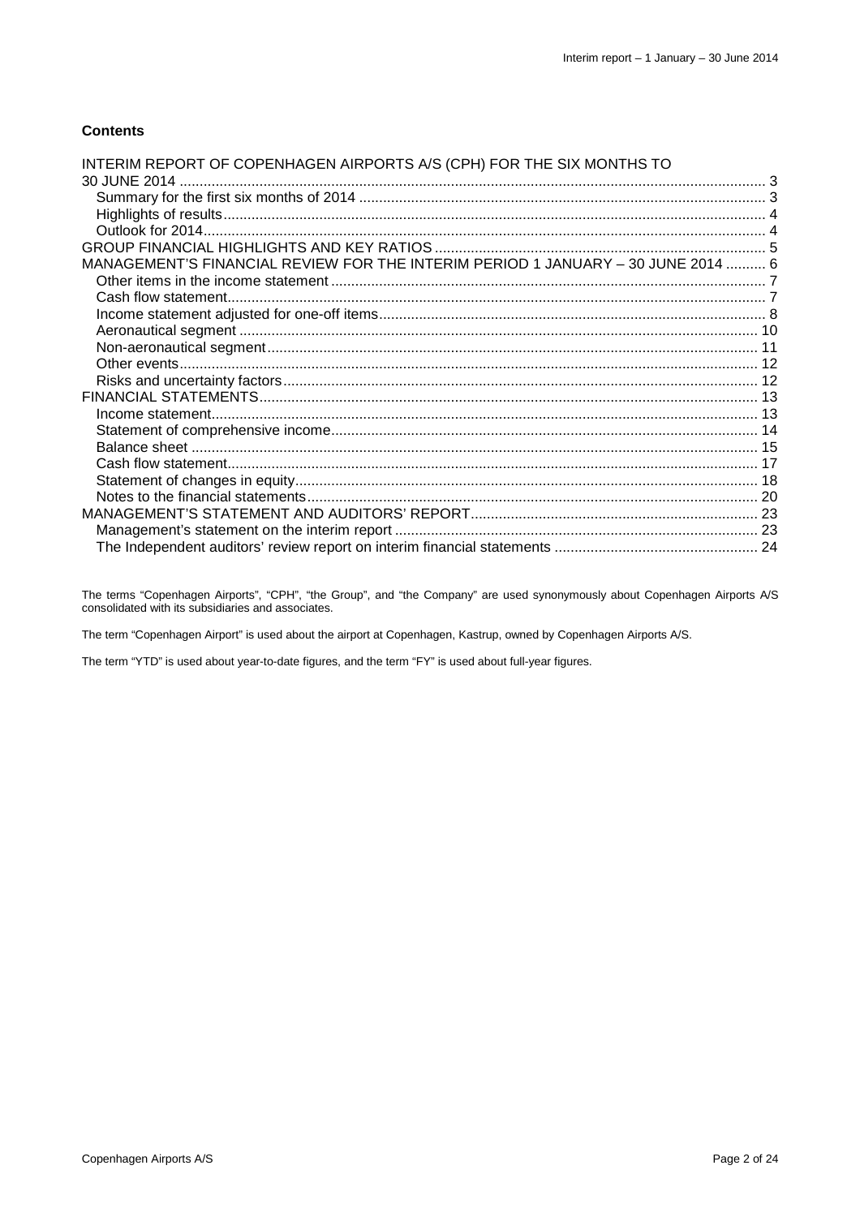**Contents**

INTERIM REPORT OF COPENHAGEN AIRPORTS A/S (CPH) FOR THE SIX MONTHS TO 30 JUNE 2014 .......... 3
- Summary for the first six months of 2014 .......... 3
- Highlights of results .......... 4
- Outlook for 2014 .......... 4

GROUP FINANCIAL HIGHLIGHTS AND KEY RATIOS .......... 5

MANAGEMENT'S FINANCIAL REVIEW FOR THE INTERIM PERIOD 1 JANUARY – 30 JUNE 2014 .......... 6
- Other items in the income statement .......... 7
- Cash flow statement .......... 7
- Income statement adjusted for one-off items .......... 8
- Aeronautical segment .......... 10
- Non-aeronautical segment .......... 11
- Other events .......... 12
- Risks and uncertainty factors .......... 12

FINANCIAL STATEMENTS .......... 13
- Income statement .......... 13
- Statement of comprehensive income .......... 14
- Balance sheet .......... 15
- Cash flow statement .......... 17
- Statement of changes in equity .......... 18
- Notes to the financial statements .......... 20

MANAGEMENT'S STATEMENT AND AUDITORS' REPORT .......... 23
- Management's statement on the interim report .......... 23
- The Independent auditors' review report on interim financial statements .......... 24

The terms "Copenhagen Airports", "CPH", "the Group", and "the Company" are used synonymously about Copenhagen Airports A/S consolidated with its subsidiaries and associates.

The term "Copenhagen Airport" is used about the airport at Copenhagen, Kastrup, owned by Copenhagen Airports A/S.

The term "YTD" is used about year-to-date figures, and the term "FY" is used about full-year figures.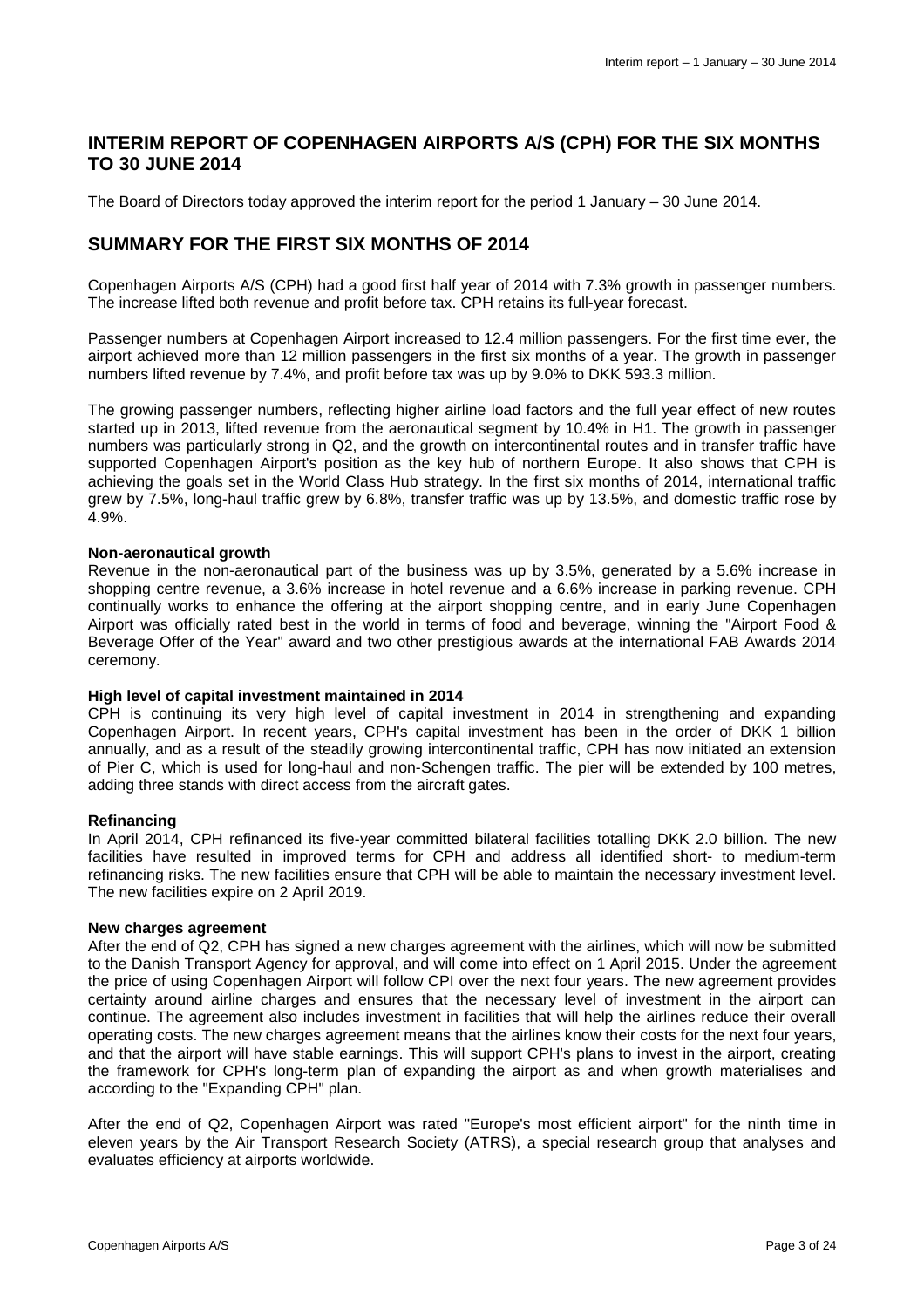## INTERIM REPORT OF COPENHAGEN AIRPORTS A/S (CPH) FOR THE SIX MONTHS TO 30 JUNE 2014

The Board of Directors today approved the interim report for the period 1 January – 30 June 2014.

## SUMMARY FOR THE FIRST SIX MONTHS OF 2014

Copenhagen Airports A/S (CPH) had a good first half year of 2014 with 7.3% growth in passenger numbers. The increase lifted both revenue and profit before tax. CPH retains its full-year forecast.

Passenger numbers at Copenhagen Airport increased to 12.4 million passengers. For the first time ever, the airport achieved more than 12 million passengers in the first six months of a year. The growth in passenger numbers lifted revenue by 7.4%, and profit before tax was up by 9.0% to DKK 593.3 million.

The growing passenger numbers, reflecting higher airline load factors and the full year effect of new routes started up in 2013, lifted revenue from the aeronautical segment by 10.4% in H1. The growth in passenger numbers was particularly strong in Q2, and the growth on intercontinental routes and in transfer traffic have supported Copenhagen Airport's position as the key hub of northern Europe. It also shows that CPH is achieving the goals set in the World Class Hub strategy. In the first six months of 2014, international traffic grew by 7.5%, long-haul traffic grew by 6.8%, transfer traffic was up by 13.5%, and domestic traffic rose by 4.9%.

**Non-aeronautical growth**
Revenue in the non-aeronautical part of the business was up by 3.5%, generated by a 5.6% increase in shopping centre revenue, a 3.6% increase in hotel revenue and a 6.6% increase in parking revenue. CPH continually works to enhance the offering at the airport shopping centre, and in early June Copenhagen Airport was officially rated best in the world in terms of food and beverage, winning the "Airport Food & Beverage Offer of the Year" award and two other prestigious awards at the international FAB Awards 2014 ceremony.

**High level of capital investment maintained in 2014**
CPH is continuing its very high level of capital investment in 2014 in strengthening and expanding Copenhagen Airport. In recent years, CPH's capital investment has been in the order of DKK 1 billion annually, and as a result of the steadily growing intercontinental traffic, CPH has now initiated an extension of Pier C, which is used for long-haul and non-Schengen traffic. The pier will be extended by 100 metres, adding three stands with direct access from the aircraft gates.

**Refinancing**
In April 2014, CPH refinanced its five-year committed bilateral facilities totalling DKK 2.0 billion. The new facilities have resulted in improved terms for CPH and address all identified short- to medium-term refinancing risks. The new facilities ensure that CPH will be able to maintain the necessary investment level. The new facilities expire on 2 April 2019.

**New charges agreement**
After the end of Q2, CPH has signed a new charges agreement with the airlines, which will now be submitted to the Danish Transport Agency for approval, and will come into effect on 1 April 2015. Under the agreement the price of using Copenhagen Airport will follow CPI over the next four years. The new agreement provides certainty around airline charges and ensures that the necessary level of investment in the airport can continue. The agreement also includes investment in facilities that will help the airlines reduce their overall operating costs. The new charges agreement means that the airlines know their costs for the next four years, and that the airport will have stable earnings. This will support CPH's plans to invest in the airport, creating the framework for CPH's long-term plan of expanding the airport as and when growth materialises and according to the "Expanding CPH" plan.

After the end of Q2, Copenhagen Airport was rated "Europe's most efficient airport" for the ninth time in eleven years by the Air Transport Research Society (ATRS), a special research group that analyses and evaluates efficiency at airports worldwide.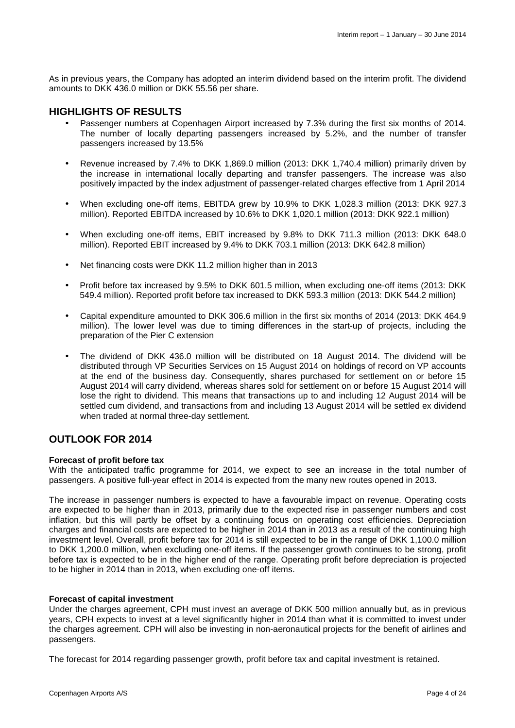As in previous years, the Company has adopted an interim dividend based on the interim profit. The dividend amounts to DKK 436.0 million or DKK 55.56 per share.

## HIGHLIGHTS OF RESULTS

- Passenger numbers at Copenhagen Airport increased by 7.3% during the first six months of 2014. The number of locally departing passengers increased by 5.2%, and the number of transfer passengers increased by 13.5%
- Revenue increased by 7.4% to DKK 1,869.0 million (2013: DKK 1,740.4 million) primarily driven by the increase in international locally departing and transfer passengers. The increase was also positively impacted by the index adjustment of passenger-related charges effective from 1 April 2014
- When excluding one-off items, EBITDA grew by 10.9% to DKK 1,028.3 million (2013: DKK 927.3 million). Reported EBITDA increased by 10.6% to DKK 1,020.1 million (2013: DKK 922.1 million)
- When excluding one-off items, EBIT increased by 9.8% to DKK 711.3 million (2013: DKK 648.0 million). Reported EBIT increased by 9.4% to DKK 703.1 million (2013: DKK 642.8 million)
- Net financing costs were DKK 11.2 million higher than in 2013
- Profit before tax increased by 9.5% to DKK 601.5 million, when excluding one-off items (2013: DKK 549.4 million). Reported profit before tax increased to DKK 593.3 million (2013: DKK 544.2 million)
- Capital expenditure amounted to DKK 306.6 million in the first six months of 2014 (2013: DKK 464.9 million). The lower level was due to timing differences in the start-up of projects, including the preparation of the Pier C extension
- The dividend of DKK 436.0 million will be distributed on 18 August 2014. The dividend will be distributed through VP Securities Services on 15 August 2014 on holdings of record on VP accounts at the end of the business day. Consequently, shares purchased for settlement on or before 15 August 2014 will carry dividend, whereas shares sold for settlement on or before 15 August 2014 will lose the right to dividend. This means that transactions up to and including 12 August 2014 will be settled cum dividend, and transactions from and including 13 August 2014 will be settled ex dividend when traded at normal three-day settlement.

## OUTLOOK FOR 2014

**Forecast of profit before tax**

With the anticipated traffic programme for 2014, we expect to see an increase in the total number of passengers. A positive full-year effect in 2014 is expected from the many new routes opened in 2013.

The increase in passenger numbers is expected to have a favourable impact on revenue. Operating costs are expected to be higher than in 2013, primarily due to the expected rise in passenger numbers and cost inflation, but this will partly be offset by a continuing focus on operating cost efficiencies. Depreciation charges and financial costs are expected to be higher in 2014 than in 2013 as a result of the continuing high investment level. Overall, profit before tax for 2014 is still expected to be in the range of DKK 1,100.0 million to DKK 1,200.0 million, when excluding one-off items. If the passenger growth continues to be strong, profit before tax is expected to be in the higher end of the range. Operating profit before depreciation is projected to be higher in 2014 than in 2013, when excluding one-off items.

**Forecast of capital investment**

Under the charges agreement, CPH must invest an average of DKK 500 million annually but, as in previous years, CPH expects to invest at a level significantly higher in 2014 than what it is committed to invest under the charges agreement. CPH will also be investing in non-aeronautical projects for the benefit of airlines and passengers.

The forecast for 2014 regarding passenger growth, profit before tax and capital investment is retained.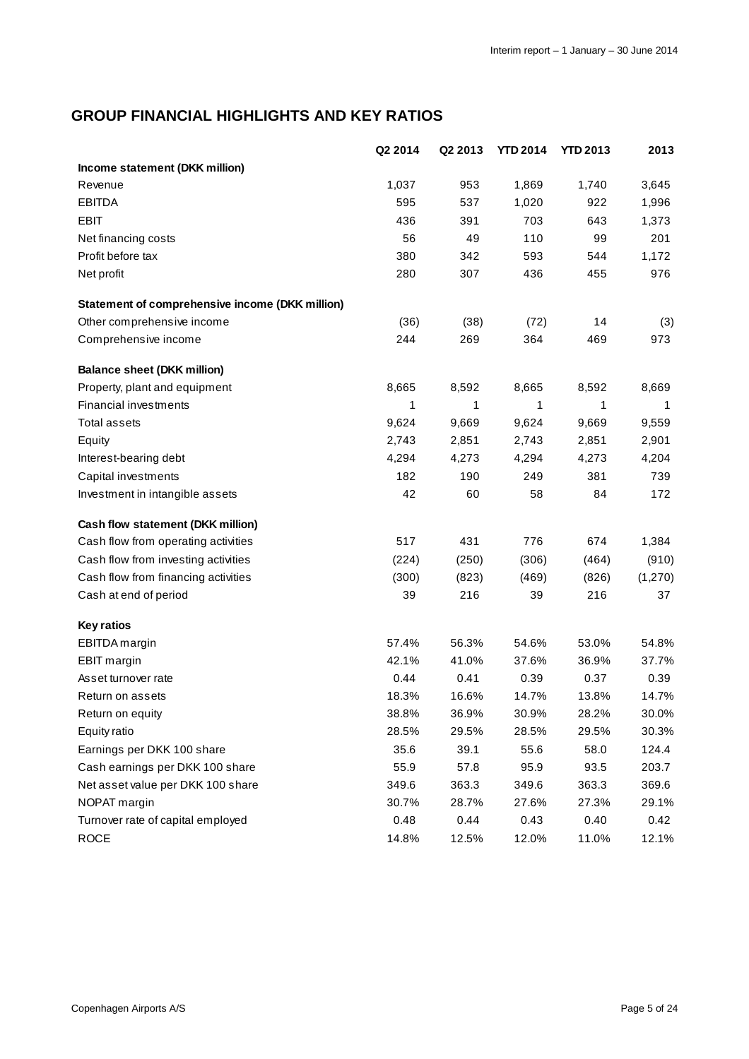## GROUP FINANCIAL HIGHLIGHTS AND KEY RATIOS

| | Q2 2014 | Q2 2013 | YTD 2014 | YTD 2013 | 2013 |
|---|---|---|---|---|---|
| **Income statement (DKK million)** | | | | | |
| Revenue | 1,037 | 953 | 1,869 | 1,740 | 3,645 |
| EBITDA | 595 | 537 | 1,020 | 922 | 1,996 |
| EBIT | 436 | 391 | 703 | 643 | 1,373 |
| Net financing costs | 56 | 49 | 110 | 99 | 201 |
| Profit before tax | 380 | 342 | 593 | 544 | 1,172 |
| Net profit | 280 | 307 | 436 | 455 | 976 |
| **Statement of comprehensive income (DKK million)** | | | | | |
| Other comprehensive income | (36) | (38) | (72) | 14 | (3) |
| Comprehensive income | 244 | 269 | 364 | 469 | 973 |
| **Balance sheet (DKK million)** | | | | | |
| Property, plant and equipment | 8,665 | 8,592 | 8,665 | 8,592 | 8,669 |
| Financial investments | 1 | 1 | 1 | 1 | 1 |
| Total assets | 9,624 | 9,669 | 9,624 | 9,669 | 9,559 |
| Equity | 2,743 | 2,851 | 2,743 | 2,851 | 2,901 |
| Interest-bearing debt | 4,294 | 4,273 | 4,294 | 4,273 | 4,204 |
| Capital investments | 182 | 190 | 249 | 381 | 739 |
| Investment in intangible assets | 42 | 60 | 58 | 84 | 172 |
| **Cash flow statement (DKK million)** | | | | | |
| Cash flow from operating activities | 517 | 431 | 776 | 674 | 1,384 |
| Cash flow from investing activities | (224) | (250) | (306) | (464) | (910) |
| Cash flow from financing activities | (300) | (823) | (469) | (826) | (1,270) |
| Cash at end of period | 39 | 216 | 39 | 216 | 37 |
| **Key ratios** | | | | | |
| EBITDA margin | 57.4% | 56.3% | 54.6% | 53.0% | 54.8% |
| EBIT margin | 42.1% | 41.0% | 37.6% | 36.9% | 37.7% |
| Asset turnover rate | 0.44 | 0.41 | 0.39 | 0.37 | 0.39 |
| Return on assets | 18.3% | 16.6% | 14.7% | 13.8% | 14.7% |
| Return on equity | 38.8% | 36.9% | 30.9% | 28.2% | 30.0% |
| Equity ratio | 28.5% | 29.5% | 28.5% | 29.5% | 30.3% |
| Earnings per DKK 100 share | 35.6 | 39.1 | 55.6 | 58.0 | 124.4 |
| Cash earnings per DKK 100 share | 55.9 | 57.8 | 95.9 | 93.5 | 203.7 |
| Net asset value per DKK 100 share | 349.6 | 363.3 | 349.6 | 363.3 | 369.6 |
| NOPAT margin | 30.7% | 28.7% | 27.6% | 27.3% | 29.1% |
| Turnover rate of capital employed | 0.48 | 0.44 | 0.43 | 0.40 | 0.42 |
| ROCE | 14.8% | 12.5% | 12.0% | 11.0% | 12.1% |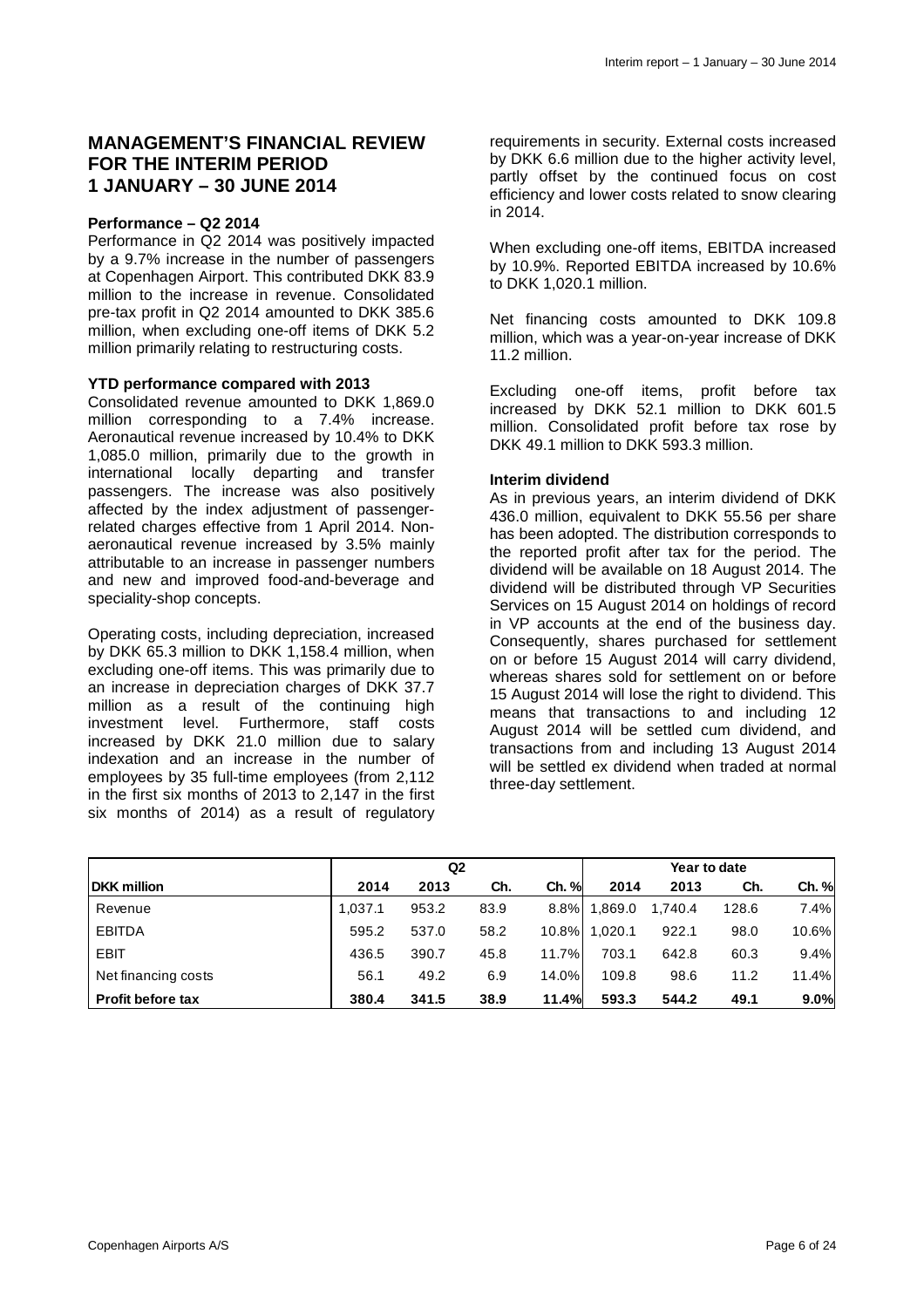## MANAGEMENT'S FINANCIAL REVIEW FOR THE INTERIM PERIOD 1 JANUARY – 30 JUNE 2014

**Performance – Q2 2014**

Performance in Q2 2014 was positively impacted by a 9.7% increase in the number of passengers at Copenhagen Airport. This contributed DKK 83.9 million to the increase in revenue. Consolidated pre-tax profit in Q2 2014 amounted to DKK 385.6 million, when excluding one-off items of DKK 5.2 million primarily relating to restructuring costs.

**YTD performance compared with 2013**

Consolidated revenue amounted to DKK 1,869.0 million corresponding to a 7.4% increase. Aeronautical revenue increased by 10.4% to DKK 1,085.0 million, primarily due to the growth in international locally departing and transfer passengers. The increase was also positively affected by the index adjustment of passenger-related charges effective from 1 April 2014. Non-aeronautical revenue increased by 3.5% mainly attributable to an increase in passenger numbers and new and improved food-and-beverage and speciality-shop concepts.

Operating costs, including depreciation, increased by DKK 65.3 million to DKK 1,158.4 million, when excluding one-off items. This was primarily due to an increase in depreciation charges of DKK 37.7 million as a result of the continuing high investment level. Furthermore, staff costs increased by DKK 21.0 million due to salary indexation and an increase in the number of employees by 35 full-time employees (from 2,112 in the first six months of 2013 to 2,147 in the first six months of 2014) as a result of regulatory requirements in security. External costs increased by DKK 6.6 million due to the higher activity level, partly offset by the continued focus on cost efficiency and lower costs related to snow clearing in 2014.

When excluding one-off items, EBITDA increased by 10.9%. Reported EBITDA increased by 10.6% to DKK 1,020.1 million.

Net financing costs amounted to DKK 109.8 million, which was a year-on-year increase of DKK 11.2 million.

Excluding one-off items, profit before tax increased by DKK 52.1 million to DKK 601.5 million. Consolidated profit before tax rose by DKK 49.1 million to DKK 593.3 million.

**Interim dividend**

As in previous years, an interim dividend of DKK 436.0 million, equivalent to DKK 55.56 per share has been adopted. The distribution corresponds to the reported profit after tax for the period. The dividend will be available on 18 August 2014. The dividend will be distributed through VP Securities Services on 15 August 2014 on holdings of record in VP accounts at the end of the business day. Consequently, shares purchased for settlement on or before 15 August 2014 will carry dividend, whereas shares sold for settlement on or before 15 August 2014 will lose the right to dividend. This means that transactions to and including 12 August 2014 will be settled cum dividend, and transactions from and including 13 August 2014 will be settled ex dividend when traded at normal three-day settlement.

| | Q2 | | | | Year to date | | | |
|---|---|---|---|---|---|---|---|---|
| **DKK million** | **2014** | **2013** | **Ch.** | **Ch. %** | **2014** | **2013** | **Ch.** | **Ch. %** |
| Revenue | 1,037.1 | 953.2 | 83.9 | 8.8% | 1,869.0 | 1,740.4 | 128.6 | 7.4% |
| EBITDA | 595.2 | 537.0 | 58.2 | 10.8% | 1,020.1 | 922.1 | 98.0 | 10.6% |
| EBIT | 436.5 | 390.7 | 45.8 | 11.7% | 703.1 | 642.8 | 60.3 | 9.4% |
| Net financing costs | 56.1 | 49.2 | 6.9 | 14.0% | 109.8 | 98.6 | 11.2 | 11.4% |
| **Profit before tax** | **380.4** | **341.5** | **38.9** | **11.4%** | **593.3** | **544.2** | **49.1** | **9.0%** |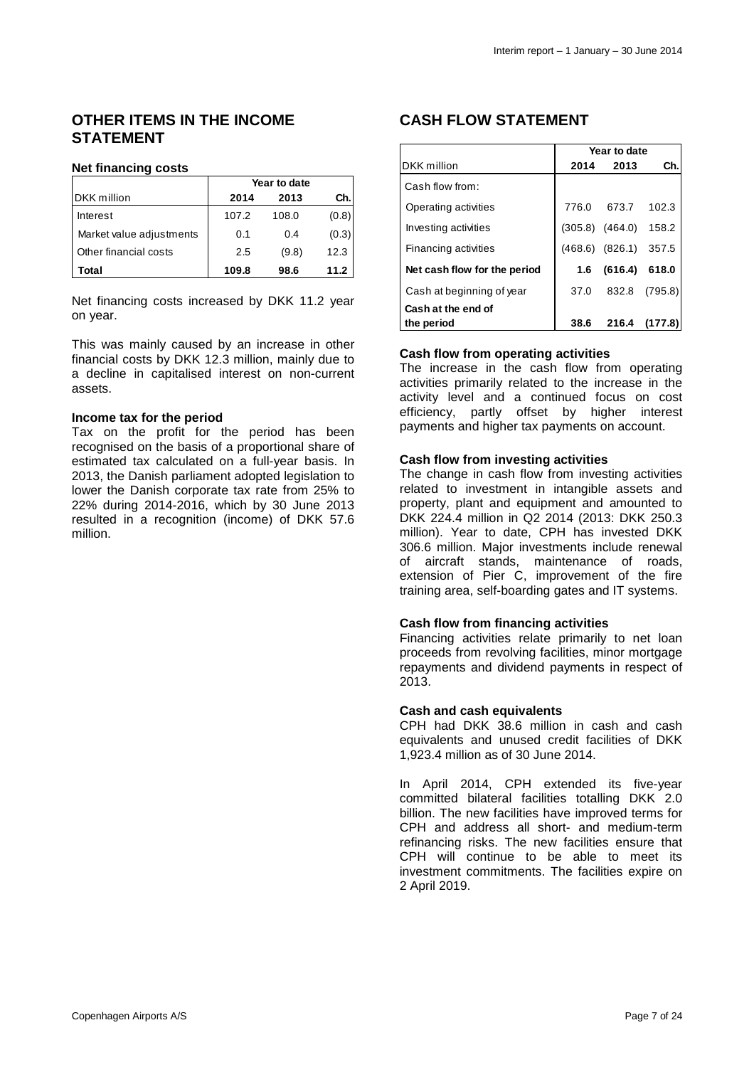## OTHER ITEMS IN THE INCOME STATEMENT

### Net financing costs

| DKK million | Year to date | | |
|---|---|---|---|
| | 2014 | 2013 | Ch. |
| Interest | 107.2 | 108.0 | (0.8) |
| Market value adjustments | 0.1 | 0.4 | (0.3) |
| Other financial costs | 2.5 | (9.8) | 12.3 |
| **Total** | **109.8** | **98.6** | **11.2** |

Net financing costs increased by DKK 11.2 year on year.

This was mainly caused by an increase in other financial costs by DKK 12.3 million, mainly due to a decline in capitalised interest on non-current assets.

**Income tax for the period**

Tax on the profit for the period has been recognised on the basis of a proportional share of estimated tax calculated on a full-year basis. In 2013, the Danish parliament adopted legislation to lower the Danish corporate tax rate from 25% to 22% during 2014-2016, which by 30 June 2013 resulted in a recognition (income) of DKK 57.6 million.

## CASH FLOW STATEMENT

| DKK million | Year to date | | |
|---|---|---|---|
| | 2014 | 2013 | Ch. |
| Cash flow from: | | | |
| Operating activities | 776.0 | 673.7 | 102.3 |
| Investing activities | (305.8) | (464.0) | 158.2 |
| Financing activities | (468.6) | (826.1) | 357.5 |
| **Net cash flow for the period** | **1.6** | **(616.4)** | **618.0** |
| Cash at beginning of year | 37.0 | 832.8 | (795.8) |
| **Cash at the end of the period** | **38.6** | **216.4** | **(177.8)** |

**Cash flow from operating activities**

The increase in the cash flow from operating activities primarily related to the increase in the activity level and a continued focus on cost efficiency, partly offset by higher interest payments and higher tax payments on account.

**Cash flow from investing activities**

The change in cash flow from investing activities related to investment in intangible assets and property, plant and equipment and amounted to DKK 224.4 million in Q2 2014 (2013: DKK 250.3 million). Year to date, CPH has invested DKK 306.6 million. Major investments include renewal of aircraft stands, maintenance of roads, extension of Pier C, improvement of the fire training area, self-boarding gates and IT systems.

**Cash flow from financing activities**

Financing activities relate primarily to net loan proceeds from revolving facilities, minor mortgage repayments and dividend payments in respect of 2013.

**Cash and cash equivalents**

CPH had DKK 38.6 million in cash and cash equivalents and unused credit facilities of DKK 1,923.4 million as of 30 June 2014.

In April 2014, CPH extended its five-year committed bilateral facilities totalling DKK 2.0 billion. The new facilities have improved terms for CPH and address all short- and medium-term refinancing risks. The new facilities ensure that CPH will continue to be able to meet its investment commitments. The facilities expire on 2 April 2019.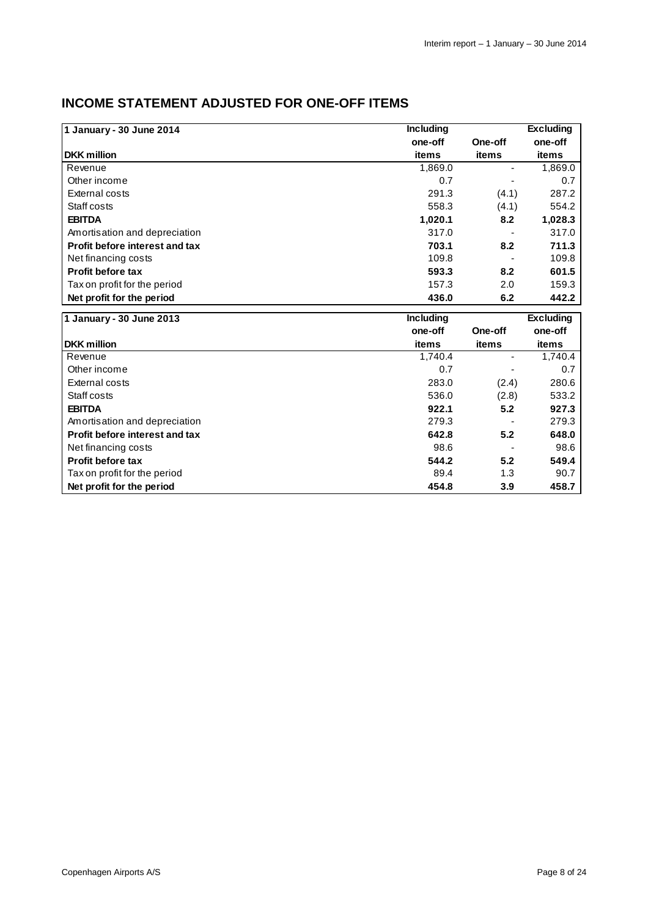## INCOME STATEMENT ADJUSTED FOR ONE-OFF ITEMS

| 1 January - 30 June 2014<br>DKK million | Including one-off items | One-off items | Excluding one-off items |
|---|---|---|---|
| Revenue | 1,869.0 | - | 1,869.0 |
| Other income | 0.7 | - | 0.7 |
| External costs | 291.3 | (4.1) | 287.2 |
| Staff costs | 558.3 | (4.1) | 554.2 |
| **EBITDA** | **1,020.1** | **8.2** | **1,028.3** |
| Amortisation and depreciation | 317.0 | - | 317.0 |
| **Profit before interest and tax** | **703.1** | **8.2** | **711.3** |
| Net financing costs | 109.8 | - | 109.8 |
| **Profit before tax** | **593.3** | **8.2** | **601.5** |
| Tax on profit for the period | 157.3 | 2.0 | 159.3 |
| **Net profit for the period** | **436.0** | **6.2** | **442.2** |

| 1 January - 30 June 2013<br>DKK million | Including one-off items | One-off items | Excluding one-off items |
|---|---|---|---|
| Revenue | 1,740.4 | - | 1,740.4 |
| Other income | 0.7 | - | 0.7 |
| External costs | 283.0 | (2.4) | 280.6 |
| Staff costs | 536.0 | (2.8) | 533.2 |
| **EBITDA** | **922.1** | **5.2** | **927.3** |
| Amortisation and depreciation | 279.3 | - | 279.3 |
| **Profit before interest and tax** | **642.8** | **5.2** | **648.0** |
| Net financing costs | 98.6 | - | 98.6 |
| **Profit before tax** | **544.2** | **5.2** | **549.4** |
| Tax on profit for the period | 89.4 | 1.3 | 90.7 |
| **Net profit for the period** | **454.8** | **3.9** | **458.7** |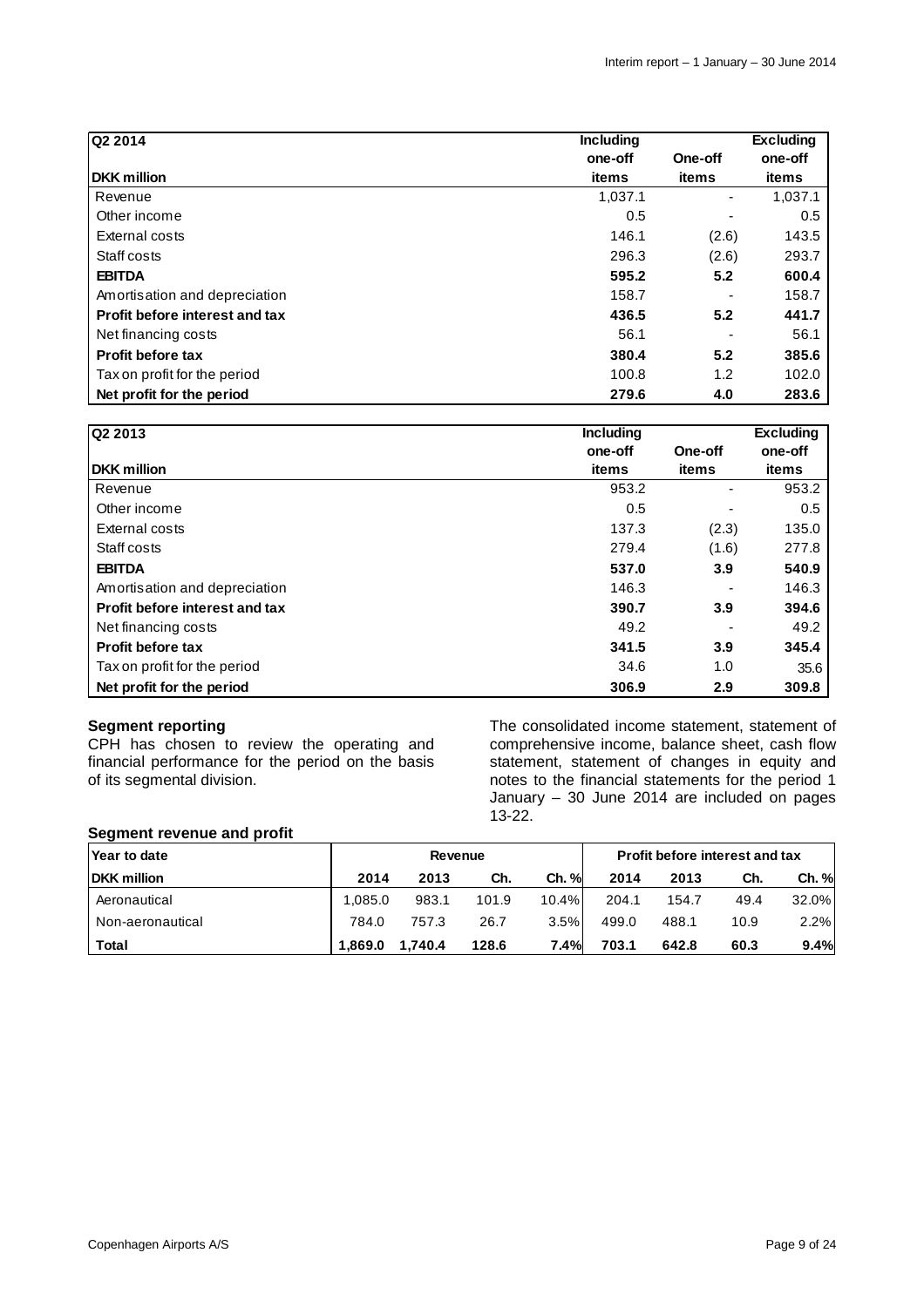| Q2 2014 DKK million | Including one-off items | One-off items | Excluding one-off items |
|---|---|---|---|
| Revenue | 1,037.1 | - | 1,037.1 |
| Other income | 0.5 | - | 0.5 |
| External costs | 146.1 | (2.6) | 143.5 |
| Staff costs | 296.3 | (2.6) | 293.7 |
| **EBITDA** | **595.2** | **5.2** | **600.4** |
| Amortisation and depreciation | 158.7 | - | 158.7 |
| **Profit before interest and tax** | **436.5** | **5.2** | **441.7** |
| Net financing costs | 56.1 | - | 56.1 |
| **Profit before tax** | **380.4** | **5.2** | **385.6** |
| Tax on profit for the period | 100.8 | 1.2 | 102.0 |
| **Net profit for the period** | **279.6** | **4.0** | **283.6** |

| Q2 2013 DKK million | Including one-off items | One-off items | Excluding one-off items |
|---|---|---|---|
| Revenue | 953.2 | - | 953.2 |
| Other income | 0.5 | - | 0.5 |
| External costs | 137.3 | (2.3) | 135.0 |
| Staff costs | 279.4 | (1.6) | 277.8 |
| **EBITDA** | **537.0** | **3.9** | **540.9** |
| Amortisation and depreciation | 146.3 | - | 146.3 |
| **Profit before interest and tax** | **390.7** | **3.9** | **394.6** |
| Net financing costs | 49.2 | - | 49.2 |
| **Profit before tax** | **341.5** | **3.9** | **345.4** |
| Tax on profit for the period | 34.6 | 1.0 | 35.6 |
| **Net profit for the period** | **306.9** | **2.9** | **309.8** |

**Segment reporting**

CPH has chosen to review the operating and financial performance for the period on the basis of its segmental division.

The consolidated income statement, statement of comprehensive income, balance sheet, cash flow statement, statement of changes in equity and notes to the financial statements for the period 1 January – 30 June 2014 are included on pages 13-22.

**Segment revenue and profit**

| Year to date | Revenue | | | | Profit before interest and tax | | | |
|---|---|---|---|---|---|---|---|---|
| DKK million | 2014 | 2013 | Ch. | Ch. % | 2014 | 2013 | Ch. | Ch. % |
| Aeronautical | 1,085.0 | 983.1 | 101.9 | 10.4% | 204.1 | 154.7 | 49.4 | 32.0% |
| Non-aeronautical | 784.0 | 757.3 | 26.7 | 3.5% | 499.0 | 488.1 | 10.9 | 2.2% |
| **Total** | **1,869.0** | **1,740.4** | **128.6** | **7.4%** | **703.1** | **642.8** | **60.3** | **9.4%** |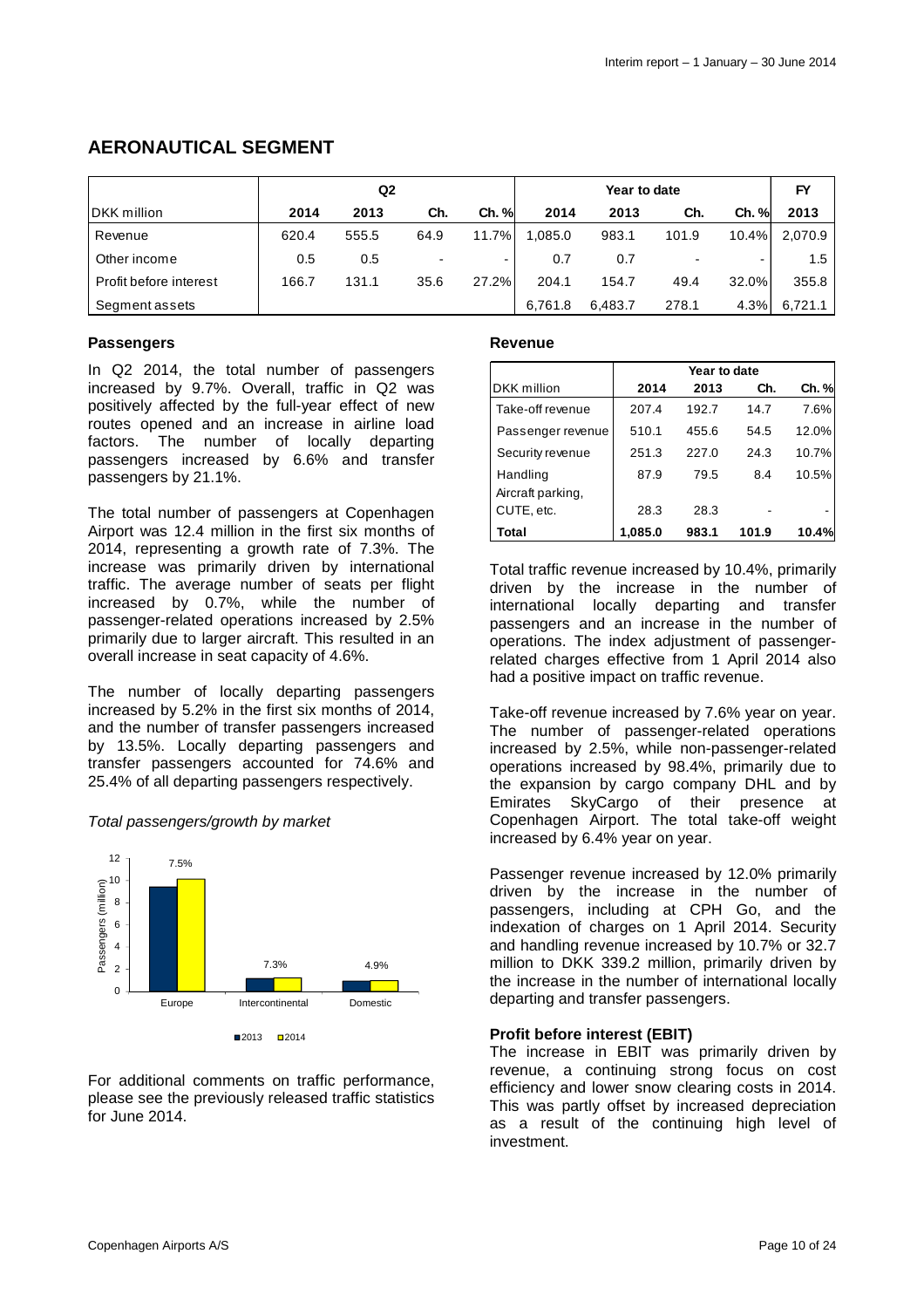## AERONAUTICAL SEGMENT

| | Q2 | | | | Year to date | | | | FY |
|---|---|---|---|---|---|---|---|---|---|
| DKK million | 2014 | 2013 | Ch. | Ch. % | 2014 | 2013 | Ch. | Ch. % | 2013 |
| Revenue | 620.4 | 555.5 | 64.9 | 11.7% | 1,085.0 | 983.1 | 101.9 | 10.4% | 2,070.9 |
| Other income | 0.5 | 0.5 | - | - | 0.7 | 0.7 | - | - | 1.5 |
| Profit before interest | 166.7 | 131.1 | 35.6 | 27.2% | 204.1 | 154.7 | 49.4 | 32.0% | 355.8 |
| Segment assets | | | | | 6,761.8 | 6,483.7 | 278.1 | 4.3% | 6,721.1 |

### Passengers

In Q2 2014, the total number of passengers increased by 9.7%. Overall, traffic in Q2 was positively affected by the full-year effect of new routes opened and an increase in airline load factors. The number of locally departing passengers increased by 6.6% and transfer passengers by 21.1%.

The total number of passengers at Copenhagen Airport was 12.4 million in the first six months of 2014, representing a growth rate of 7.3%. The increase was primarily driven by international traffic. The average number of seats per flight increased by 0.7%, while the number of passenger-related operations increased by 2.5% primarily due to larger aircraft. This resulted in an overall increase in seat capacity of 4.6%.

The number of locally departing passengers increased by 5.2% in the first six months of 2014, and the number of transfer passengers increased by 13.5%. Locally departing passengers and transfer passengers accounted for 74.6% and 25.4% of all departing passengers respectively.

*Total passengers/growth by market*

| Passengers (million) | 2013 | 2014 | Growth |
|---|---|---|---|
| Europe | | | 7.5% |
| Intercontinental | | | 7.3% |
| Domestic | | | 4.9% |

For additional comments on traffic performance, please see the previously released traffic statistics for June 2014.

### Revenue

| | Year to date | | | |
|---|---|---|---|---|
| DKK million | 2014 | 2013 | Ch. | Ch. % |
| Take-off revenue | 207.4 | 192.7 | 14.7 | 7.6% |
| Passenger revenue | 510.1 | 455.6 | 54.5 | 12.0% |
| Security revenue | 251.3 | 227.0 | 24.3 | 10.7% |
| Handling | 87.9 | 79.5 | 8.4 | 10.5% |
| Aircraft parking, CUTE, etc. | 28.3 | 28.3 | - | - |
| **Total** | **1,085.0** | **983.1** | **101.9** | **10.4%** |

Total traffic revenue increased by 10.4%, primarily driven by the increase in the number of international locally departing and transfer passengers and an increase in the number of operations. The index adjustment of passenger-related charges effective from 1 April 2014 also had a positive impact on traffic revenue.

Take-off revenue increased by 7.6% year on year. The number of passenger-related operations increased by 2.5%, while non-passenger-related operations increased by 98.4%, primarily due to the expansion by cargo company DHL and by Emirates SkyCargo of their presence at Copenhagen Airport. The total take-off weight increased by 6.4% year on year.

Passenger revenue increased by 12.0% primarily driven by the increase in the number of passengers, including at CPH Go, and the indexation of charges on 1 April 2014. Security and handling revenue increased by 10.7% or 32.7 million to DKK 339.2 million, primarily driven by the increase in the number of international locally departing and transfer passengers.

### Profit before interest (EBIT)

The increase in EBIT was primarily driven by revenue, a continuing strong focus on cost efficiency and lower snow clearing costs in 2014. This was partly offset by increased depreciation as a result of the continuing high level of investment.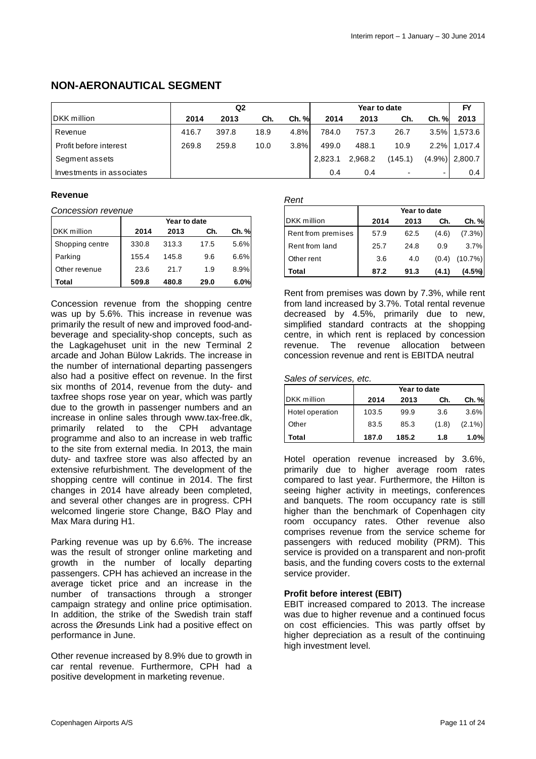## NON-AERONAUTICAL SEGMENT

| | Q2 | | | | Year to date | | | | FY |
|---|---|---|---|---|---|---|---|---|---|
| DKK million | 2014 | 2013 | Ch. | Ch. % | 2014 | 2013 | Ch. | Ch. % | 2013 |
| Revenue | 416.7 | 397.8 | 18.9 | 4.8% | 784.0 | 757.3 | 26.7 | 3.5% | 1,573.6 |
| Profit before interest | 269.8 | 259.8 | 10.0 | 3.8% | 499.0 | 488.1 | 10.9 | 2.2% | 1,017.4 |
| Segment assets | | | | | 2,823.1 | 2,968.2 | (145.1) | (4.9%) | 2,800.7 |
| Investments in associates | | | | | 0.4 | 0.4 | - | - | 0.4 |

### Revenue

*Concession revenue*

| | Year to date | | | |
|---|---|---|---|---|
| DKK million | 2014 | 2013 | Ch. | Ch. % |
| Shopping centre | 330.8 | 313.3 | 17.5 | 5.6% |
| Parking | 155.4 | 145.8 | 9.6 | 6.6% |
| Other revenue | 23.6 | 21.7 | 1.9 | 8.9% |
| **Total** | **509.8** | **480.8** | **29.0** | **6.0%** |

Concession revenue from the shopping centre was up by 5.6%. This increase in revenue was primarily the result of new and improved food-and-beverage and speciality-shop concepts, such as the Lagkagehuset unit in the new Terminal 2 arcade and Johan Bülow Lakrids. The increase in the number of international departing passengers also had a positive effect on revenue. In the first six months of 2014, revenue from the duty- and taxfree shops rose year on year, which was partly due to the growth in passenger numbers and an increase in online sales through www.tax-free.dk, primarily related to the CPH advantage programme and also to an increase in web traffic to the site from external media. In 2013, the main duty- and taxfree store was also affected by an extensive refurbishment. The development of the shopping centre will continue in 2014. The first changes in 2014 have already been completed, and several other changes are in progress. CPH welcomed lingerie store Change, B&O Play and Max Mara during H1.

Parking revenue was up by 6.6%. The increase was the result of stronger online marketing and growth in the number of locally departing passengers. CPH has achieved an increase in the average ticket price and an increase in the number of transactions through a stronger campaign strategy and online price optimisation. In addition, the strike of the Swedish train staff across the Øresunds Link had a positive effect on performance in June.

Other revenue increased by 8.9% due to growth in car rental revenue. Furthermore, CPH had a positive development in marketing revenue.

*Rent*

| | Year to date | | | |
|---|---|---|---|---|
| DKK million | 2014 | 2013 | Ch. | Ch. % |
| Rent from premises | 57.9 | 62.5 | (4.6) | (7.3%) |
| Rent from land | 25.7 | 24.8 | 0.9 | 3.7% |
| Other rent | 3.6 | 4.0 | (0.4) | (10.7%) |
| **Total** | **87.2** | **91.3** | **(4.1)** | **(4.5%)** |

Rent from premises was down by 7.3%, while rent from land increased by 3.7%. Total rental revenue decreased by 4.5%, primarily due to new, simplified standard contracts at the shopping centre, in which rent is replaced by concession revenue. The revenue allocation between concession revenue and rent is EBITDA neutral

*Sales of services, etc.*

| | Year to date | | | |
|---|---|---|---|---|
| DKK million | 2014 | 2013 | Ch. | Ch. % |
| Hotel operation | 103.5 | 99.9 | 3.6 | 3.6% |
| Other | 83.5 | 85.3 | (1.8) | (2.1%) |
| **Total** | **187.0** | **185.2** | **1.8** | **1.0%** |

Hotel operation revenue increased by 3.6%, primarily due to higher average room rates compared to last year. Furthermore, the Hilton is seeing higher activity in meetings, conferences and banquets. The room occupancy rate is still higher than the benchmark of Copenhagen city room occupancy rates. Other revenue also comprises revenue from the service scheme for passengers with reduced mobility (PRM). This service is provided on a transparent and non-profit basis, and the funding covers costs to the external service provider.

### Profit before interest (EBIT)

EBIT increased compared to 2013. The increase was due to higher revenue and a continued focus on cost efficiencies. This was partly offset by higher depreciation as a result of the continuing high investment level.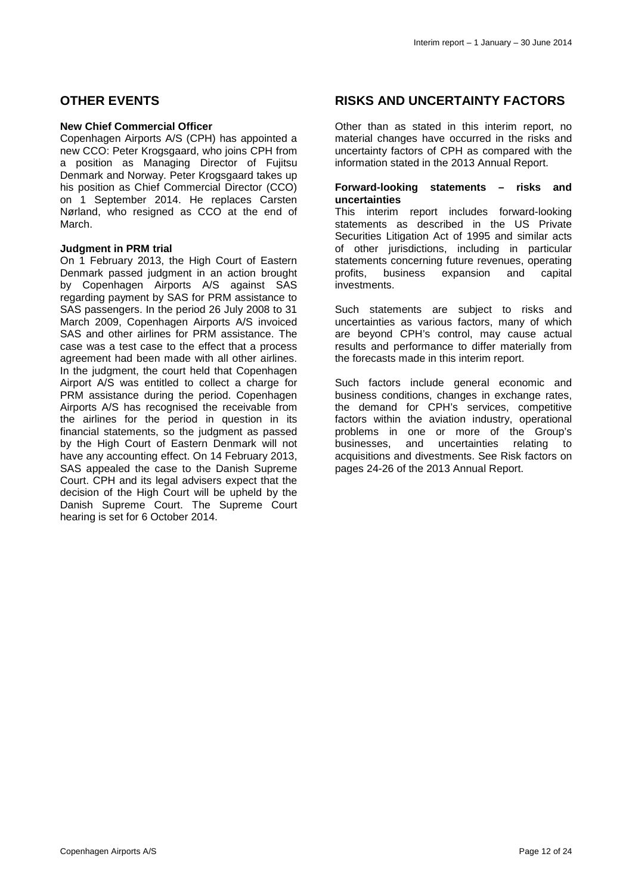## OTHER EVENTS

**New Chief Commercial Officer**

Copenhagen Airports A/S (CPH) has appointed a new CCO: Peter Krogsgaard, who joins CPH from a position as Managing Director of Fujitsu Denmark and Norway. Peter Krogsgaard takes up his position as Chief Commercial Director (CCO) on 1 September 2014. He replaces Carsten Nørland, who resigned as CCO at the end of March.

**Judgment in PRM trial**

On 1 February 2013, the High Court of Eastern Denmark passed judgment in an action brought by Copenhagen Airports A/S against SAS regarding payment by SAS for PRM assistance to SAS passengers. In the period 26 July 2008 to 31 March 2009, Copenhagen Airports A/S invoiced SAS and other airlines for PRM assistance. The case was a test case to the effect that a process agreement had been made with all other airlines. In the judgment, the court held that Copenhagen Airport A/S was entitled to collect a charge for PRM assistance during the period. Copenhagen Airports A/S has recognised the receivable from the airlines for the period in question in its financial statements, so the judgment as passed by the High Court of Eastern Denmark will not have any accounting effect. On 14 February 2013, SAS appealed the case to the Danish Supreme Court. CPH and its legal advisers expect that the decision of the High Court will be upheld by the Danish Supreme Court. The Supreme Court hearing is set for 6 October 2014.

## RISKS AND UNCERTAINTY FACTORS

Other than as stated in this interim report, no material changes have occurred in the risks and uncertainty factors of CPH as compared with the information stated in the 2013 Annual Report.

**Forward-looking statements – risks and uncertainties**

This interim report includes forward-looking statements as described in the US Private Securities Litigation Act of 1995 and similar acts of other jurisdictions, including in particular statements concerning future revenues, operating profits, business expansion and capital investments.

Such statements are subject to risks and uncertainties as various factors, many of which are beyond CPH's control, may cause actual results and performance to differ materially from the forecasts made in this interim report.

Such factors include general economic and business conditions, changes in exchange rates, the demand for CPH's services, competitive factors within the aviation industry, operational problems in one or more of the Group's businesses, and uncertainties relating to acquisitions and divestments. See Risk factors on pages 24-26 of the 2013 Annual Report.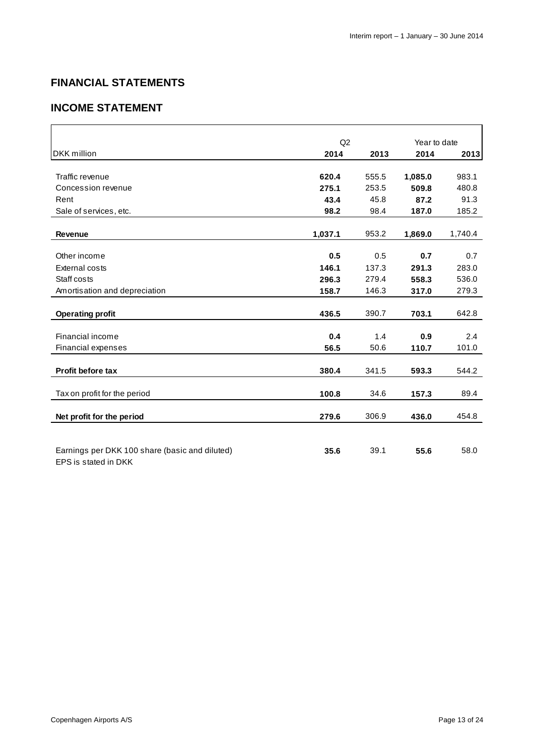## FINANCIAL STATEMENTS

## INCOME STATEMENT

| | Q2 | | Year to date | |
|---|---|---|---|---|
| DKK million | **2014** | **2013** | **2014** | **2013** |
| Traffic revenue | **620.4** | 555.5 | **1,085.0** | 983.1 |
| Concession revenue | **275.1** | 253.5 | **509.8** | 480.8 |
| Rent | **43.4** | 45.8 | **87.2** | 91.3 |
| Sale of services, etc. | **98.2** | 98.4 | **187.0** | 185.2 |
| **Revenue** | **1,037.1** | 953.2 | **1,869.0** | 1,740.4 |
| Other income | **0.5** | 0.5 | **0.7** | 0.7 |
| External costs | **146.1** | 137.3 | **291.3** | 283.0 |
| Staff costs | **296.3** | 279.4 | **558.3** | 536.0 |
| Amortisation and depreciation | **158.7** | 146.3 | **317.0** | 279.3 |
| **Operating profit** | **436.5** | 390.7 | **703.1** | 642.8 |
| Financial income | **0.4** | 1.4 | **0.9** | 2.4 |
| Financial expenses | **56.5** | 50.6 | **110.7** | 101.0 |
| **Profit before tax** | **380.4** | 341.5 | **593.3** | 544.2 |
| Tax on profit for the period | **100.8** | 34.6 | **157.3** | 89.4 |
| **Net profit for the period** | **279.6** | 306.9 | **436.0** | 454.8 |
| Earnings per DKK 100 share (basic and diluted)<br>EPS is stated in DKK | **35.6** | 39.1 | **55.6** | 58.0 |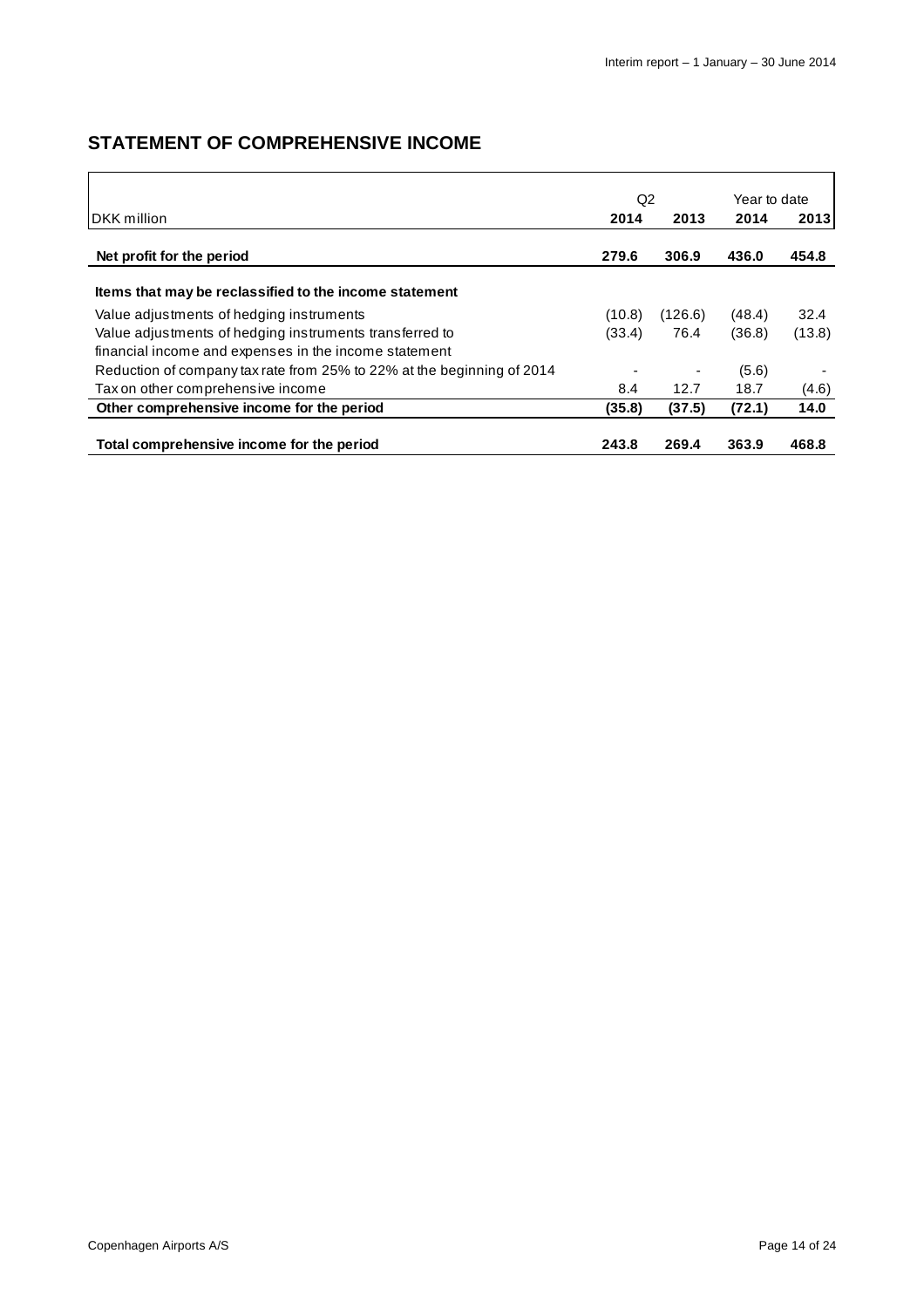## STATEMENT OF COMPREHENSIVE INCOME

| DKK million | Q2 2014 | Q2 2013 | Year to date 2014 | Year to date 2013 |
|---|---|---|---|---|
| **Net profit for the period** | **279.6** | **306.9** | **436.0** | **454.8** |
| **Items that may be reclassified to the income statement** | | | | |
| Value adjustments of hedging instruments | (10.8) | (126.6) | (48.4) | 32.4 |
| Value adjustments of hedging instruments transferred to financial income and expenses in the income statement | (33.4) | 76.4 | (36.8) | (13.8) |
| Reduction of company tax rate from 25% to 22% at the beginning of 2014 | - | - | (5.6) | - |
| Tax on other comprehensive income | 8.4 | 12.7 | 18.7 | (4.6) |
| **Other comprehensive income for the period** | **(35.8)** | **(37.5)** | **(72.1)** | **14.0** |
| **Total comprehensive income for the period** | **243.8** | **269.4** | **363.9** | **468.8** |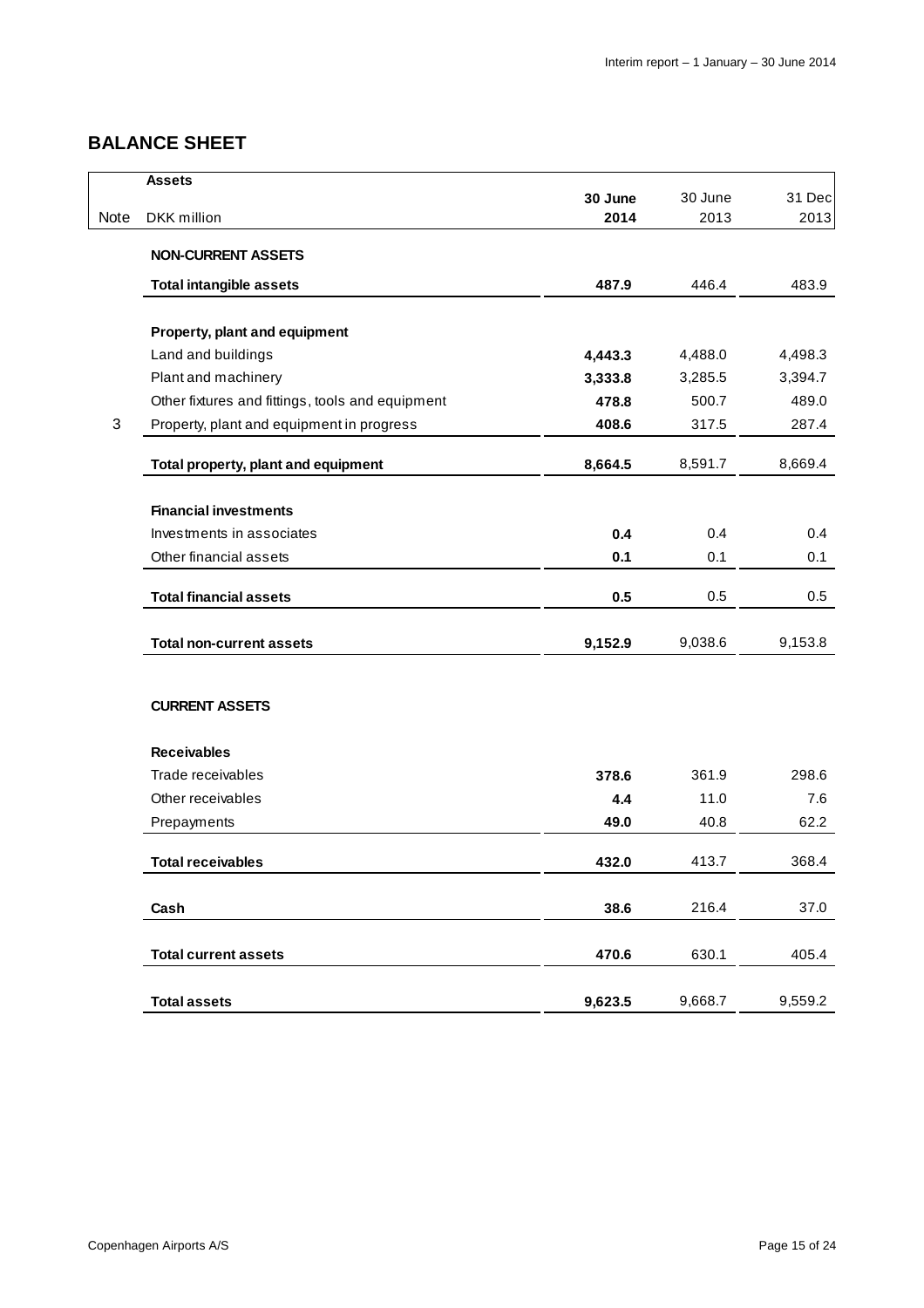## BALANCE SHEET

| Note | Assets<br>DKK million | 30 June<br>2014 | 30 June<br>2013 | 31 Dec<br>2013 |
|---|---|---|---|---|
| | **NON-CURRENT ASSETS** | | | |
| | **Total intangible assets** | **487.9** | 446.4 | 483.9 |
| | **Property, plant and equipment** | | | |
| | Land and buildings | **4,443.3** | 4,488.0 | 4,498.3 |
| | Plant and machinery | **3,333.8** | 3,285.5 | 3,394.7 |
| | Other fixtures and fittings, tools and equipment | **478.8** | 500.7 | 489.0 |
| 3 | Property, plant and equipment in progress | **408.6** | 317.5 | 287.4 |
| | **Total property, plant and equipment** | **8,664.5** | 8,591.7 | 8,669.4 |
| | **Financial investments** | | | |
| | Investments in associates | **0.4** | 0.4 | 0.4 |
| | Other financial assets | **0.1** | 0.1 | 0.1 |
| | **Total financial assets** | **0.5** | 0.5 | 0.5 |
| | **Total non-current assets** | **9,152.9** | 9,038.6 | 9,153.8 |
| | **CURRENT ASSETS** | | | |
| | **Receivables** | | | |
| | Trade receivables | **378.6** | 361.9 | 298.6 |
| | Other receivables | **4.4** | 11.0 | 7.6 |
| | Prepayments | **49.0** | 40.8 | 62.2 |
| | **Total receivables** | **432.0** | 413.7 | 368.4 |
| | **Cash** | **38.6** | 216.4 | 37.0 |
| | **Total current assets** | **470.6** | 630.1 | 405.4 |
| | **Total assets** | **9,623.5** | 9,668.7 | 9,559.2 |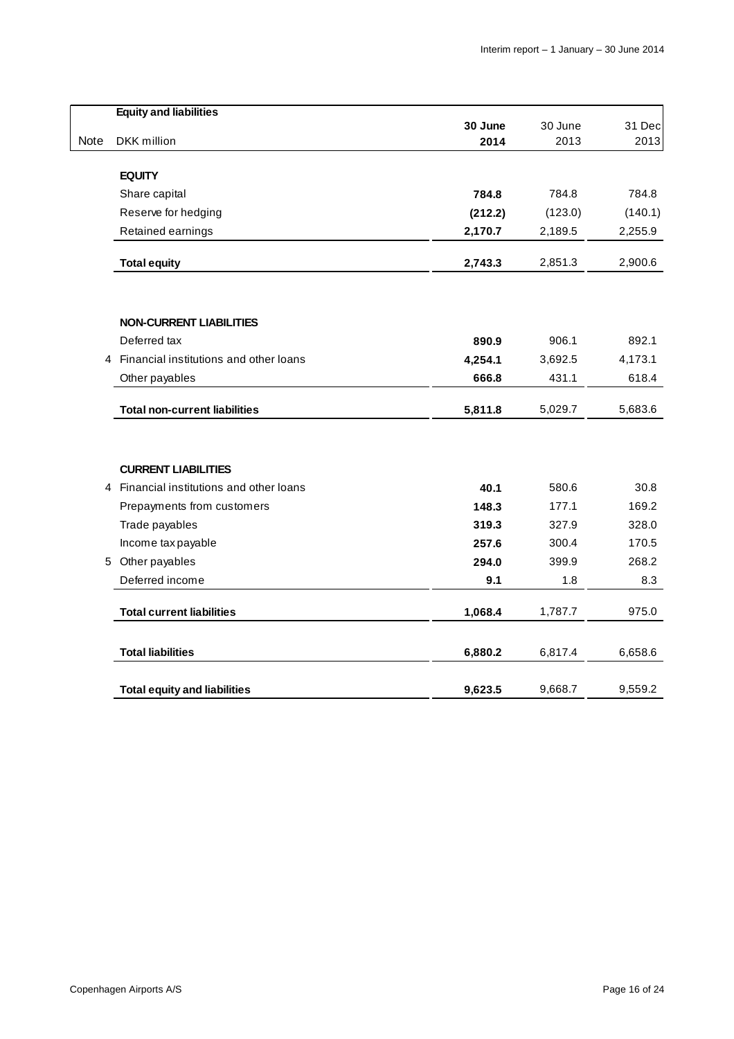| Note | Equity and liabilities<br>DKK million | 30 June 2014 | 30 June 2013 | 31 Dec 2013 |
|---|---|---|---|---|
| | **EQUITY** | | | |
| | Share capital | **784.8** | 784.8 | 784.8 |
| | Reserve for hedging | **(212.2)** | (123.0) | (140.1) |
| | Retained earnings | **2,170.7** | 2,189.5 | 2,255.9 |
| | **Total equity** | **2,743.3** | 2,851.3 | 2,900.6 |
| | | | | |
| | **NON-CURRENT LIABILITIES** | | | |
| | Deferred tax | **890.9** | 906.1 | 892.1 |
| 4 | Financial institutions and other loans | **4,254.1** | 3,692.5 | 4,173.1 |
| | Other payables | **666.8** | 431.1 | 618.4 |
| | **Total non-current liabilities** | **5,811.8** | 5,029.7 | 5,683.6 |
| | | | | |
| | **CURRENT LIABILITIES** | | | |
| 4 | Financial institutions and other loans | **40.1** | 580.6 | 30.8 |
| | Prepayments from customers | **148.3** | 177.1 | 169.2 |
| | Trade payables | **319.3** | 327.9 | 328.0 |
| | Income tax payable | **257.6** | 300.4 | 170.5 |
| 5 | Other payables | **294.0** | 399.9 | 268.2 |
| | Deferred income | **9.1** | 1.8 | 8.3 |
| | **Total current liabilities** | **1,068.4** | 1,787.7 | 975.0 |
| | | | | |
| | **Total liabilities** | **6,880.2** | 6,817.4 | 6,658.6 |
| | | | | |
| | **Total equity and liabilities** | **9,623.5** | 9,668.7 | 9,559.2 |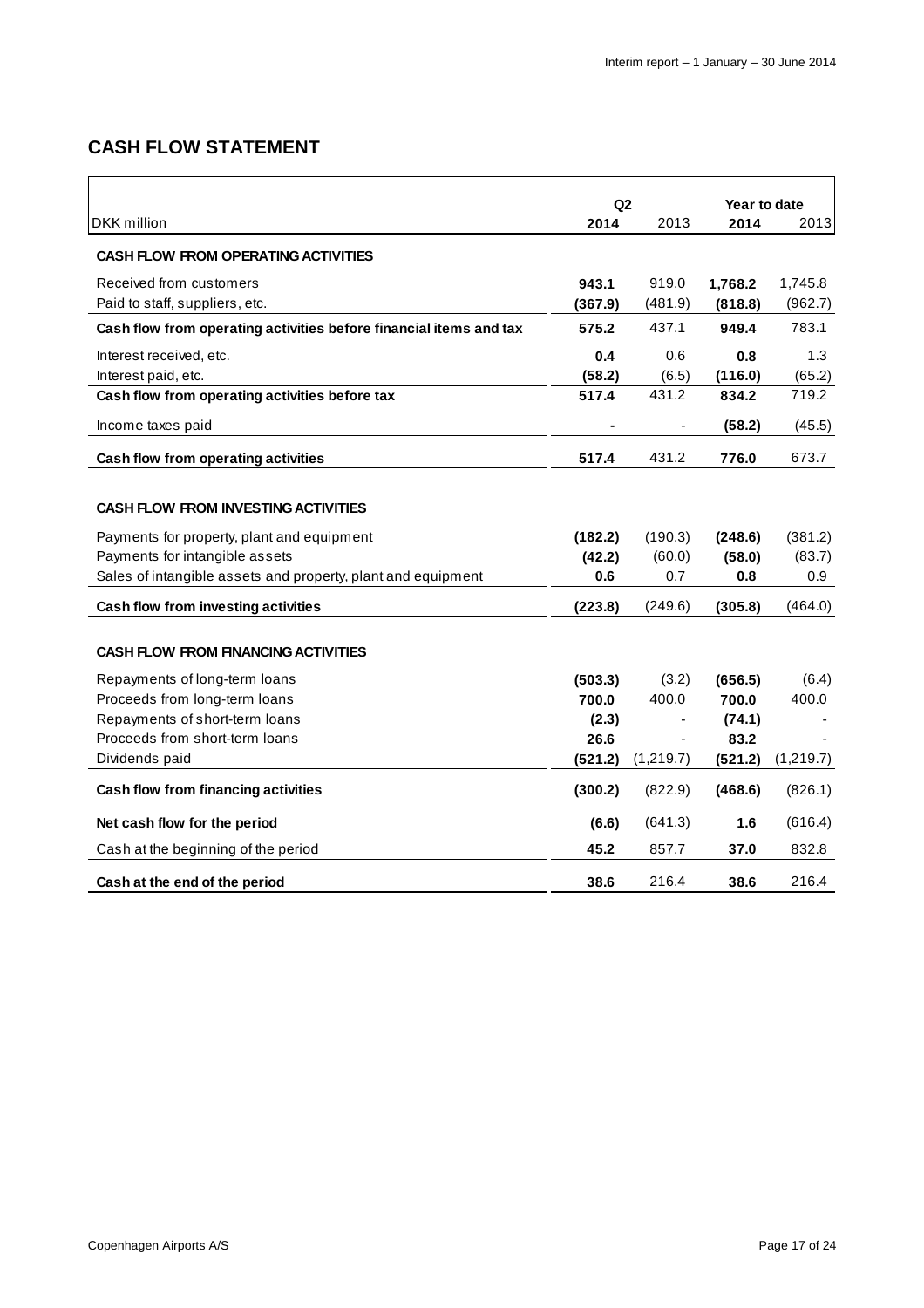## CASH FLOW STATEMENT

| DKK million | Q2 2014 | Q2 2013 | Year to date 2014 | Year to date 2013 |
|---|---|---|---|---|
| **CASH FLOW FROM OPERATING ACTIVITIES** | | | | |
| Received from customers | **943.1** | 919.0 | **1,768.2** | 1,745.8 |
| Paid to staff, suppliers, etc. | **(367.9)** | (481.9) | **(818.8)** | (962.7) |
| **Cash flow from operating activities before financial items and tax** | **575.2** | 437.1 | **949.4** | 783.1 |
| Interest received, etc. | **0.4** | 0.6 | **0.8** | 1.3 |
| Interest paid, etc. | **(58.2)** | (6.5) | **(116.0)** | (65.2) |
| **Cash flow from operating activities before tax** | **517.4** | 431.2 | **834.2** | 719.2 |
| Income taxes paid | **-** | - | **(58.2)** | (45.5) |
| **Cash flow from operating activities** | **517.4** | 431.2 | **776.0** | 673.7 |
| **CASH FLOW FROM INVESTING ACTIVITIES** | | | | |
| Payments for property, plant and equipment | **(182.2)** | (190.3) | **(248.6)** | (381.2) |
| Payments for intangible assets | **(42.2)** | (60.0) | **(58.0)** | (83.7) |
| Sales of intangible assets and property, plant and equipment | **0.6** | 0.7 | **0.8** | 0.9 |
| **Cash flow from investing activities** | **(223.8)** | (249.6) | **(305.8)** | (464.0) |
| **CASH FLOW FROM FINANCING ACTIVITIES** | | | | |
| Repayments of long-term loans | **(503.3)** | (3.2) | **(656.5)** | (6.4) |
| Proceeds from long-term loans | **700.0** | 400.0 | **700.0** | 400.0 |
| Repayments of short-term loans | **(2.3)** | - | **(74.1)** | - |
| Proceeds from short-term loans | **26.6** | - | **83.2** | - |
| Dividends paid | **(521.2)** | (1,219.7) | **(521.2)** | (1,219.7) |
| **Cash flow from financing activities** | **(300.2)** | (822.9) | **(468.6)** | (826.1) |
| **Net cash flow for the period** | **(6.6)** | (641.3) | **1.6** | (616.4) |
| Cash at the beginning of the period | **45.2** | 857.7 | **37.0** | 832.8 |
| **Cash at the end of the period** | **38.6** | 216.4 | **38.6** | 216.4 |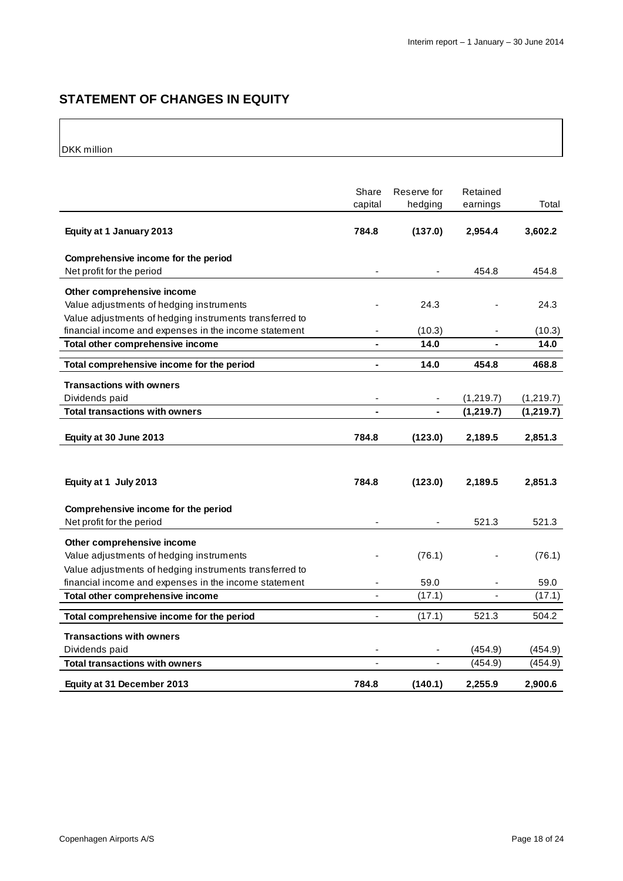## STATEMENT OF CHANGES IN EQUITY

DKK million

| | Share capital | Reserve for hedging | Retained earnings | Total |
|---|---|---|---|---|
| **Equity at 1 January 2013** | **784.8** | **(137.0)** | **2,954.4** | **3,602.2** |
| **Comprehensive income for the period** | | | | |
| Net profit for the period | - | - | 454.8 | 454.8 |
| **Other comprehensive income** | | | | |
| Value adjustments of hedging instruments | - | 24.3 | - | 24.3 |
| Value adjustments of hedging instruments transferred to financial income and expenses in the income statement | - | (10.3) | - | (10.3) |
| **Total other comprehensive income** | **-** | **14.0** | **-** | **14.0** |
| **Total comprehensive income for the period** | **-** | **14.0** | **454.8** | **468.8** |
| **Transactions with owners** | | | | |
| Dividends paid | - | - | (1,219.7) | (1,219.7) |
| **Total transactions with owners** | **-** | **-** | **(1,219.7)** | **(1,219.7)** |
| **Equity at 30 June 2013** | **784.8** | **(123.0)** | **2,189.5** | **2,851.3** |
| | | | | |
| **Equity at 1 July 2013** | **784.8** | **(123.0)** | **2,189.5** | **2,851.3** |
| **Comprehensive income for the period** | | | | |
| Net profit for the period | - | - | 521.3 | 521.3 |
| **Other comprehensive income** | | | | |
| Value adjustments of hedging instruments | - | (76.1) | - | (76.1) |
| Value adjustments of hedging instruments transferred to financial income and expenses in the income statement | - | 59.0 | - | 59.0 |
| **Total other comprehensive income** | - | (17.1) | - | (17.1) |
| **Total comprehensive income for the period** | - | (17.1) | 521.3 | 504.2 |
| **Transactions with owners** | | | | |
| Dividends paid | - | - | (454.9) | (454.9) |
| **Total transactions with owners** | - | - | (454.9) | (454.9) |
| **Equity at 31 December 2013** | **784.8** | **(140.1)** | **2,255.9** | **2,900.6** |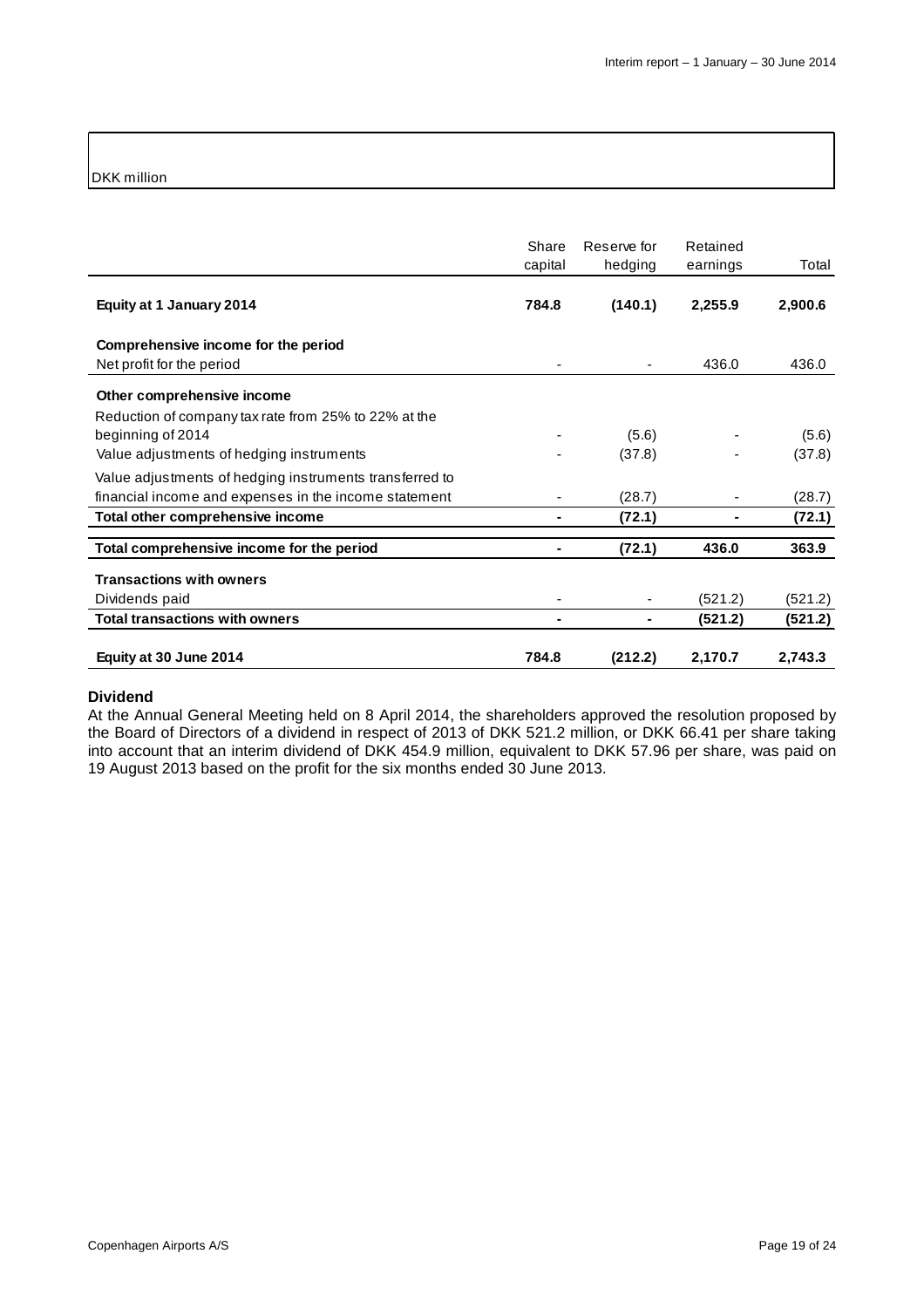DKK million

| | Share capital | Reserve for hedging | Retained earnings | Total |
|---|---|---|---|---|
| **Equity at 1 January 2014** | **784.8** | **(140.1)** | **2,255.9** | **2,900.6** |
| **Comprehensive income for the period** | | | | |
| Net profit for the period | - | - | 436.0 | 436.0 |
| **Other comprehensive income** | | | | |
| Reduction of company tax rate from 25% to 22% at the beginning of 2014 | - | (5.6) | - | (5.6) |
| Value adjustments of hedging instruments | - | (37.8) | - | (37.8) |
| Value adjustments of hedging instruments transferred to financial income and expenses in the income statement | - | (28.7) | - | (28.7) |
| **Total other comprehensive income** | **-** | **(72.1)** | **-** | **(72.1)** |
| **Total comprehensive income for the period** | **-** | **(72.1)** | **436.0** | **363.9** |
| **Transactions with owners** | | | | |
| Dividends paid | - | - | (521.2) | (521.2) |
| **Total transactions with owners** | **-** | **-** | **(521.2)** | **(521.2)** |
| **Equity at 30 June 2014** | **784.8** | **(212.2)** | **2,170.7** | **2,743.3** |

**Dividend**

At the Annual General Meeting held on 8 April 2014, the shareholders approved the resolution proposed by the Board of Directors of a dividend in respect of 2013 of DKK 521.2 million, or DKK 66.41 per share taking into account that an interim dividend of DKK 454.9 million, equivalent to DKK 57.96 per share, was paid on 19 August 2013 based on the profit for the six months ended 30 June 2013.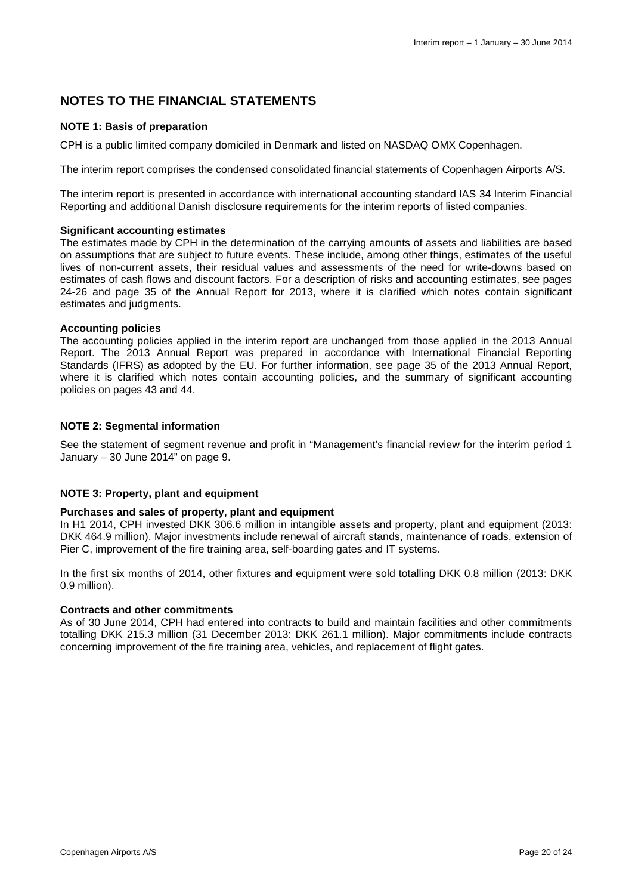# NOTES TO THE FINANCIAL STATEMENTS

### NOTE 1: Basis of preparation

CPH is a public limited company domiciled in Denmark and listed on NASDAQ OMX Copenhagen.

The interim report comprises the condensed consolidated financial statements of Copenhagen Airports A/S.

The interim report is presented in accordance with international accounting standard IAS 34 Interim Financial Reporting and additional Danish disclosure requirements for the interim reports of listed companies.

**Significant accounting estimates**

The estimates made by CPH in the determination of the carrying amounts of assets and liabilities are based on assumptions that are subject to future events. These include, among other things, estimates of the useful lives of non-current assets, their residual values and assessments of the need for write-downs based on estimates of cash flows and discount factors. For a description of risks and accounting estimates, see pages 24-26 and page 35 of the Annual Report for 2013, where it is clarified which notes contain significant estimates and judgments.

**Accounting policies**

The accounting policies applied in the interim report are unchanged from those applied in the 2013 Annual Report. The 2013 Annual Report was prepared in accordance with International Financial Reporting Standards (IFRS) as adopted by the EU. For further information, see page 35 of the 2013 Annual Report, where it is clarified which notes contain accounting policies, and the summary of significant accounting policies on pages 43 and 44.

### NOTE 2: Segmental information

See the statement of segment revenue and profit in "Management's financial review for the interim period 1 January – 30 June 2014" on page 9.

### NOTE 3: Property, plant and equipment

**Purchases and sales of property, plant and equipment**

In H1 2014, CPH invested DKK 306.6 million in intangible assets and property, plant and equipment (2013: DKK 464.9 million). Major investments include renewal of aircraft stands, maintenance of roads, extension of Pier C, improvement of the fire training area, self-boarding gates and IT systems.

In the first six months of 2014, other fixtures and equipment were sold totalling DKK 0.8 million (2013: DKK 0.9 million).

**Contracts and other commitments**

As of 30 June 2014, CPH had entered into contracts to build and maintain facilities and other commitments totalling DKK 215.3 million (31 December 2013: DKK 261.1 million). Major commitments include contracts concerning improvement of the fire training area, vehicles, and replacement of flight gates.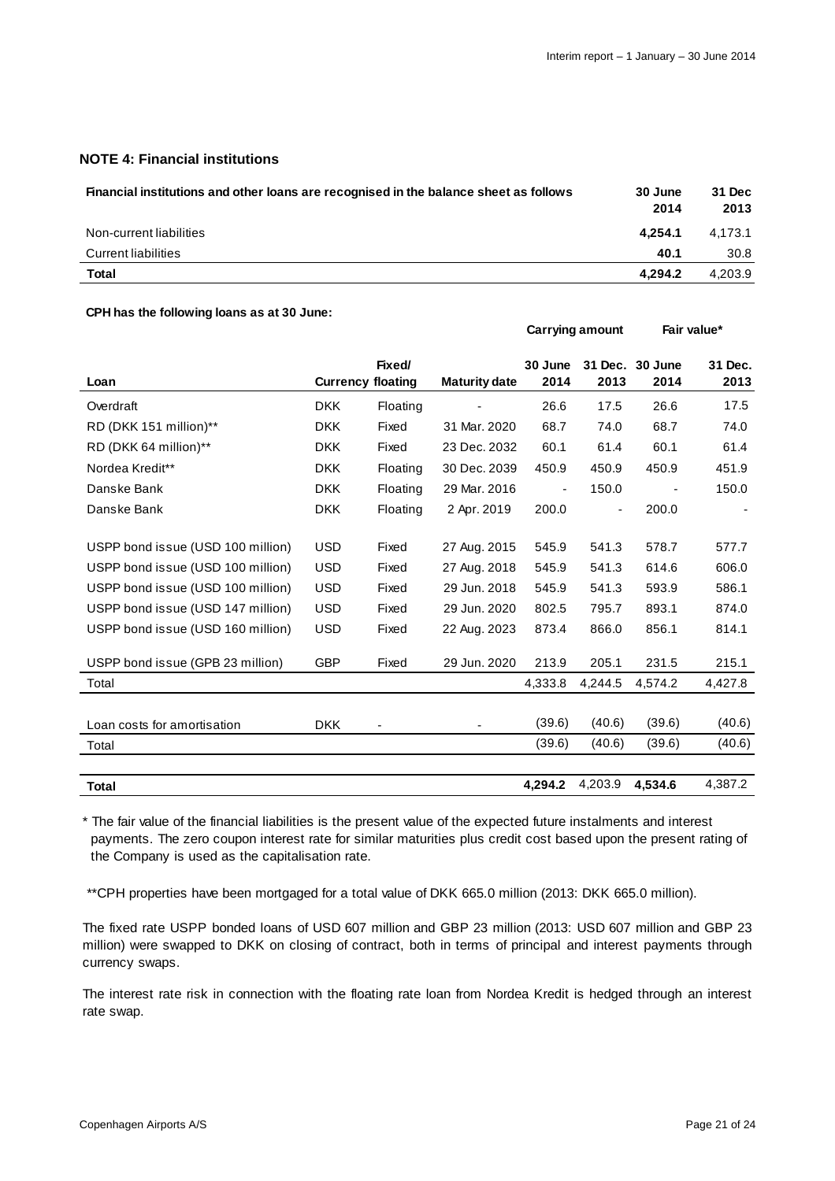## NOTE 4: Financial institutions

| Financial institutions and other loans are recognised in the balance sheet as follows | 30 June 2014 | 31 Dec 2013 |
|---|---|---|
| Non-current liabilities | **4,254.1** | 4,173.1 |
| Current liabilities | **40.1** | 30.8 |
| **Total** | **4,294.2** | 4,203.9 |

**CPH has the following loans as at 30 June:**

| | | | | Carrying amount | | Fair value* | |
|---|---|---|---|---|---|---|---|
| Loan | Currency | Fixed/ floating | Maturity date | 30 June 2014 | 31 Dec. 2013 | 30 June 2014 | 31 Dec. 2013 |
| Overdraft | DKK | Floating | - | 26.6 | 17.5 | 26.6 | 17.5 |
| RD (DKK 151 million)** | DKK | Fixed | 31 Mar. 2020 | 68.7 | 74.0 | 68.7 | 74.0 |
| RD (DKK 64 million)** | DKK | Fixed | 23 Dec. 2032 | 60.1 | 61.4 | 60.1 | 61.4 |
| Nordea Kredit** | DKK | Floating | 30 Dec. 2039 | 450.9 | 450.9 | 450.9 | 451.9 |
| Danske Bank | DKK | Floating | 29 Mar. 2016 | - | 150.0 | - | 150.0 |
| Danske Bank | DKK | Floating | 2 Apr. 2019 | 200.0 | - | 200.0 | - |
| USPP bond issue (USD 100 million) | USD | Fixed | 27 Aug. 2015 | 545.9 | 541.3 | 578.7 | 577.7 |
| USPP bond issue (USD 100 million) | USD | Fixed | 27 Aug. 2018 | 545.9 | 541.3 | 614.6 | 606.0 |
| USPP bond issue (USD 100 million) | USD | Fixed | 29 Jun. 2018 | 545.9 | 541.3 | 593.9 | 586.1 |
| USPP bond issue (USD 147 million) | USD | Fixed | 29 Jun. 2020 | 802.5 | 795.7 | 893.1 | 874.0 |
| USPP bond issue (USD 160 million) | USD | Fixed | 22 Aug. 2023 | 873.4 | 866.0 | 856.1 | 814.1 |
| USPP bond issue (GPB 23 million) | GBP | Fixed | 29 Jun. 2020 | 213.9 | 205.1 | 231.5 | 215.1 |
| Total | | | | 4,333.8 | 4,244.5 | 4,574.2 | 4,427.8 |
| Loan costs for amortisation | DKK | - | - | (39.6) | (40.6) | (39.6) | (40.6) |
| Total | | | | (39.6) | (40.6) | (39.6) | (40.6) |
| **Total** | | | | **4,294.2** | 4,203.9 | **4,534.6** | 4,387.2 |

\* The fair value of the financial liabilities is the present value of the expected future instalments and interest payments. The zero coupon interest rate for similar maturities plus credit cost based upon the present rating of the Company is used as the capitalisation rate.

**CPH properties have been mortgaged for a total value of DKK 665.0 million (2013: DKK 665.0 million).

The fixed rate USPP bonded loans of USD 607 million and GBP 23 million (2013: USD 607 million and GBP 23 million) were swapped to DKK on closing of contract, both in terms of principal and interest payments through currency swaps.

The interest rate risk in connection with the floating rate loan from Nordea Kredit is hedged through an interest rate swap.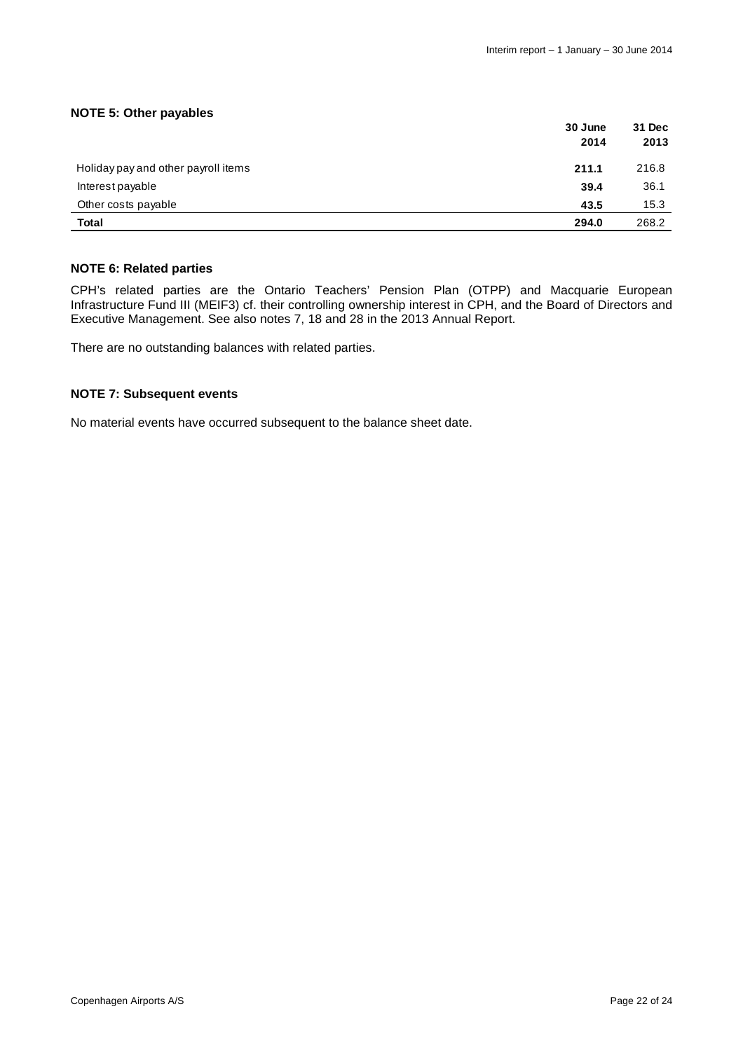### NOTE 5: Other payables

| | 30 June 2014 | 31 Dec 2013 |
|---|---|---|
| Holiday pay and other payroll items | **211.1** | 216.8 |
| Interest payable | **39.4** | 36.1 |
| Other costs payable | **43.5** | 15.3 |
| **Total** | **294.0** | 268.2 |

### NOTE 6: Related parties

CPH's related parties are the Ontario Teachers' Pension Plan (OTPP) and Macquarie European Infrastructure Fund III (MEIF3) cf. their controlling ownership interest in CPH, and the Board of Directors and Executive Management. See also notes 7, 18 and 28 in the 2013 Annual Report.

There are no outstanding balances with related parties.

### NOTE 7: Subsequent events

No material events have occurred subsequent to the balance sheet date.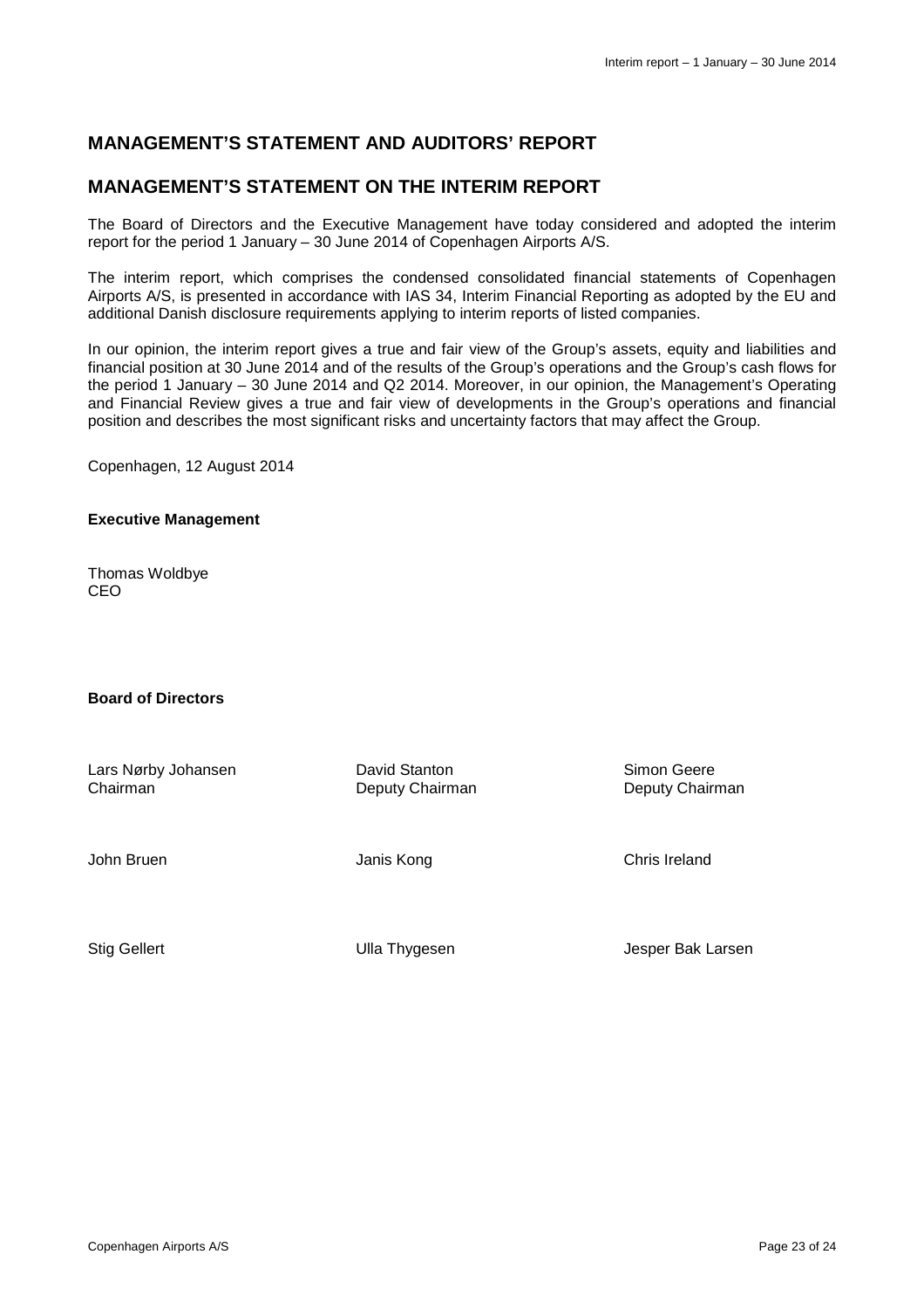# MANAGEMENT'S STATEMENT AND AUDITORS' REPORT

## MANAGEMENT'S STATEMENT ON THE INTERIM REPORT

The Board of Directors and the Executive Management have today considered and adopted the interim report for the period 1 January – 30 June 2014 of Copenhagen Airports A/S.

The interim report, which comprises the condensed consolidated financial statements of Copenhagen Airports A/S, is presented in accordance with IAS 34, Interim Financial Reporting as adopted by the EU and additional Danish disclosure requirements applying to interim reports of listed companies.

In our opinion, the interim report gives a true and fair view of the Group's assets, equity and liabilities and financial position at 30 June 2014 and of the results of the Group's operations and the Group's cash flows for the period 1 January – 30 June 2014 and Q2 2014. Moreover, in our opinion, the Management's Operating and Financial Review gives a true and fair view of developments in the Group's operations and financial position and describes the most significant risks and uncertainty factors that may affect the Group.

Copenhagen, 12 August 2014

**Executive Management**

Thomas Woldbye
CEO

**Board of Directors**

| | | |
|---|---|---|
| Lars Nørby Johansen<br>Chairman | David Stanton<br>Deputy Chairman | Simon Geere<br>Deputy Chairman |
| John Bruen | Janis Kong | Chris Ireland |
| Stig Gellert | Ulla Thygesen | Jesper Bak Larsen |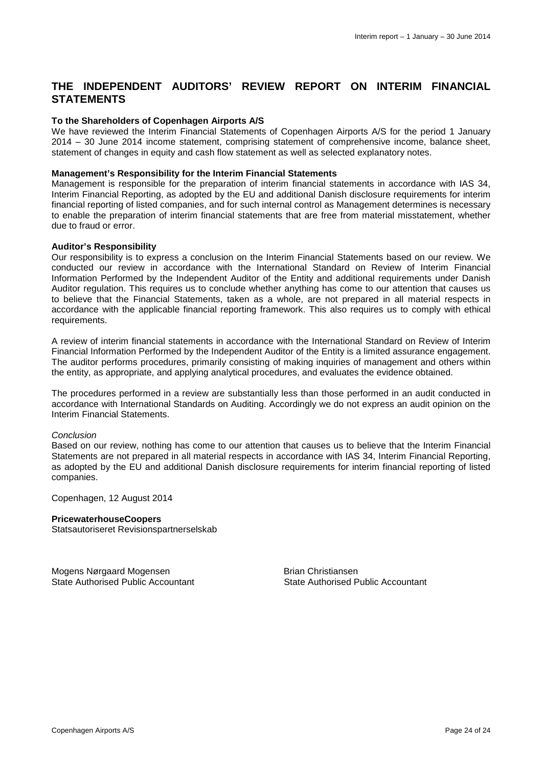# THE INDEPENDENT AUDITORS' REVIEW REPORT ON INTERIM FINANCIAL STATEMENTS

**To the Shareholders of Copenhagen Airports A/S**

We have reviewed the Interim Financial Statements of Copenhagen Airports A/S for the period 1 January 2014 – 30 June 2014 income statement, comprising statement of comprehensive income, balance sheet, statement of changes in equity and cash flow statement as well as selected explanatory notes.

**Management's Responsibility for the Interim Financial Statements**

Management is responsible for the preparation of interim financial statements in accordance with IAS 34, Interim Financial Reporting, as adopted by the EU and additional Danish disclosure requirements for interim financial reporting of listed companies, and for such internal control as Management determines is necessary to enable the preparation of interim financial statements that are free from material misstatement, whether due to fraud or error.

**Auditor's Responsibility**

Our responsibility is to express a conclusion on the Interim Financial Statements based on our review. We conducted our review in accordance with the International Standard on Review of Interim Financial Information Performed by the Independent Auditor of the Entity and additional requirements under Danish Auditor regulation. This requires us to conclude whether anything has come to our attention that causes us to believe that the Financial Statements, taken as a whole, are not prepared in all material respects in accordance with the applicable financial reporting framework. This also requires us to comply with ethical requirements.

A review of interim financial statements in accordance with the International Standard on Review of Interim Financial Information Performed by the Independent Auditor of the Entity is a limited assurance engagement. The auditor performs procedures, primarily consisting of making inquiries of management and others within the entity, as appropriate, and applying analytical procedures, and evaluates the evidence obtained.

The procedures performed in a review are substantially less than those performed in an audit conducted in accordance with International Standards on Auditing. Accordingly we do not express an audit opinion on the Interim Financial Statements.

*Conclusion*

Based on our review, nothing has come to our attention that causes us to believe that the Interim Financial Statements are not prepared in all material respects in accordance with IAS 34, Interim Financial Reporting, as adopted by the EU and additional Danish disclosure requirements for interim financial reporting of listed companies.

Copenhagen, 12 August 2014

**PricewaterhouseCoopers**
Statsautoriseret Revisionspartnerselskab

Mogens Nørgaard Mogensen
State Authorised Public Accountant

Brian Christiansen
State Authorised Public Accountant